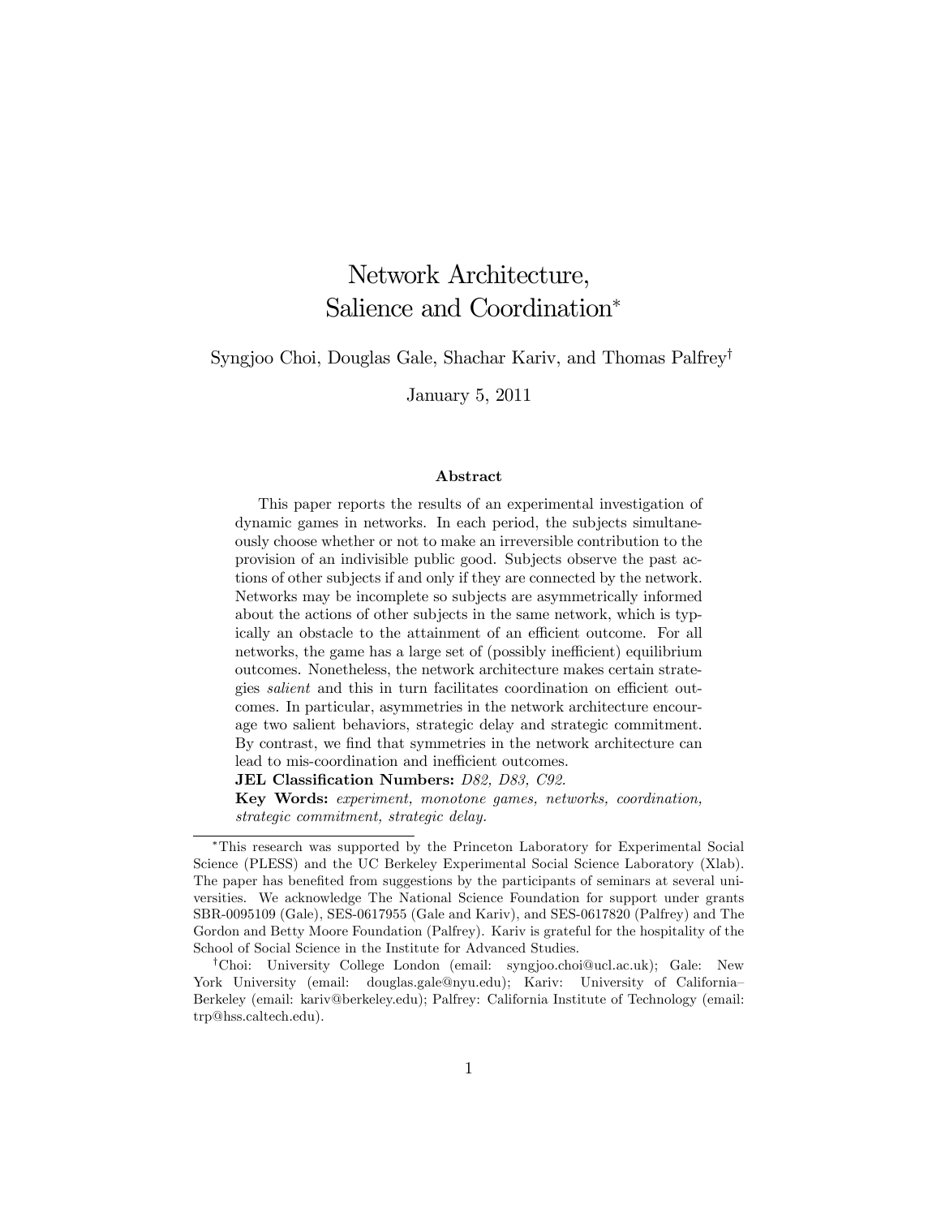# Network Architecture, Salience and Coordination*

Syngjoo Choi, Douglas Gale, Shachar Kariv, and Thomas Palfrey†

January 5, 2011

### Abstract

This paper reports the results of an experimental investigation of dynamic games in networks. In each period, the subjects simultaneously choose whether or not to make an irreversible contribution to the provision of an indivisible public good. Subjects observe the past actions of other subjects if and only if they are connected by the network. Networks may be incomplete so subjects are asymmetrically informed about the actions of other subjects in the same network, which is typically an obstacle to the attainment of an efficient outcome. For all networks, the game has a large set of (possibly inefficient) equilibrium outcomes. Nonetheless, the network architecture makes certain strategies *salient* and this in turn facilitates coordination on efficient outcomes. In particular, asymmetries in the network architecture encourage two salient behaviors, strategic delay and strategic commitment. By contrast, we find that symmetries in the network architecture can lead to mis-coordination and inefficient outcomes.

**JEL Classification Numbers:** *D82, D83, C92.*

**Key Words:** *experiment, monotone games, networks, coordination, strategic commitment, strategic delay.*

---

*This research was supported by the Princeton Laboratory for Experimental Social Science (PLESS) and the UC Berkeley Experimental Social Science Laboratory (Xlab). The paper has benefited from suggestions by the participants of seminars at several universities. We acknowledge The National Science Foundation for support under grants SBR-0095109 (Gale), SES-0617955 (Gale and Kariv), and SES-0617820 (Palfrey) and The Gordon and Betty Moore Foundation (Palfrey). Kariv is grateful for the hospitality of the School of Social Science in the Institute for Advanced Studies.

†Choi: University College London (email: syngjoo.choi@ucl.ac.uk); Gale: New York University (email: douglas.gale@nyu.edu); Kariv: University of California–Berkeley (email: kariv@berkeley.edu); Palfrey: California Institute of Technology (email: trp@hss.caltech.edu).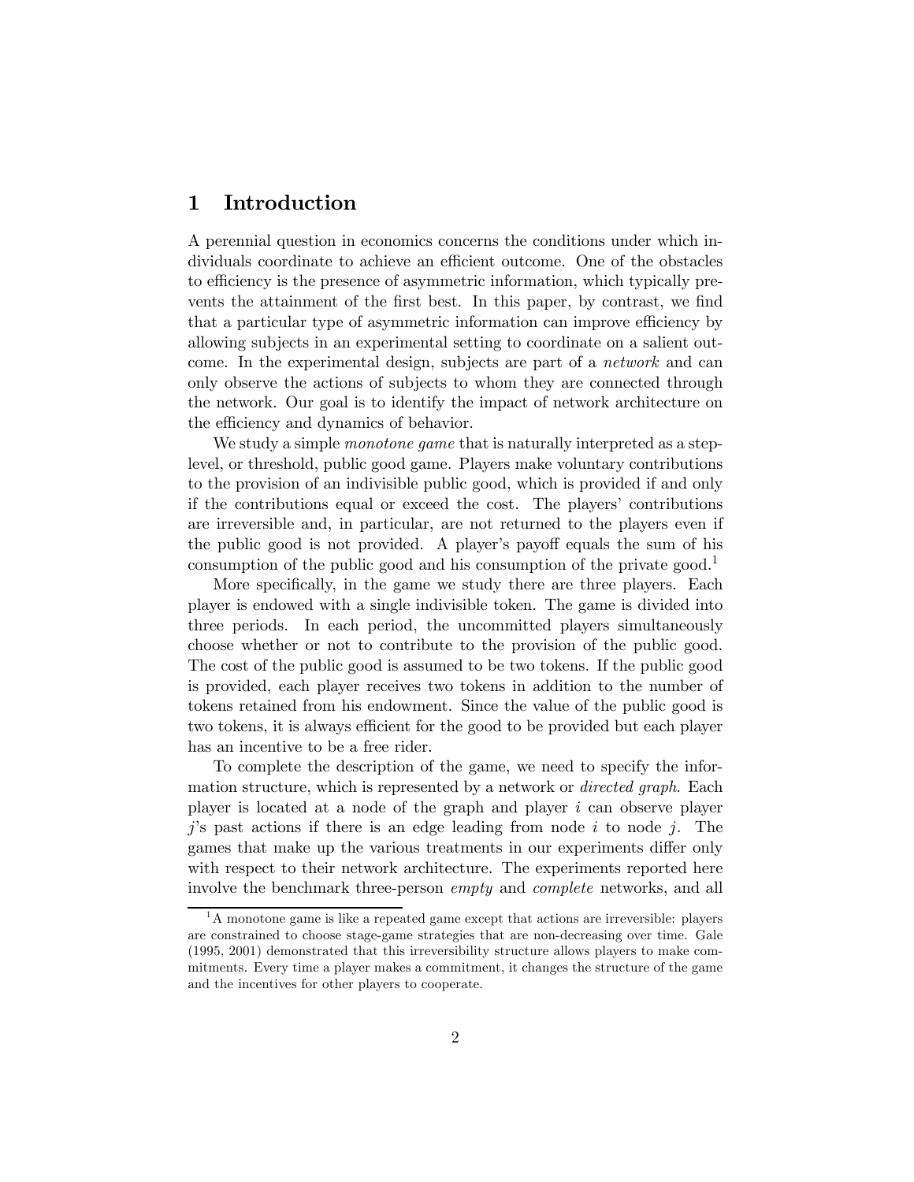# 1 Introduction

A perennial question in economics concerns the conditions under which individuals coordinate to achieve an efficient outcome. One of the obstacles to efficiency is the presence of asymmetric information, which typically prevents the attainment of the first best. In this paper, by contrast, we find that a particular type of asymmetric information can improve efficiency by allowing subjects in an experimental setting to coordinate on a salient outcome. In the experimental design, subjects are part of a *network* and can only observe the actions of subjects to whom they are connected through the network. Our goal is to identify the impact of network architecture on the efficiency and dynamics of behavior.

We study a simple *monotone game* that is naturally interpreted as a step-level, or threshold, public good game. Players make voluntary contributions to the provision of an indivisible public good, which is provided if and only if the contributions equal or exceed the cost. The players' contributions are irreversible and, in particular, are not returned to the players even if the public good is not provided. A player's payoff equals the sum of his consumption of the public good and his consumption of the private good.[1]

More specifically, in the game we study there are three players. Each player is endowed with a single indivisible token. The game is divided into three periods. In each period, the uncommitted players simultaneously choose whether or not to contribute to the provision of the public good. The cost of the public good is assumed to be two tokens. If the public good is provided, each player receives two tokens in addition to the number of tokens retained from his endowment. Since the value of the public good is two tokens, it is always efficient for the good to be provided but each player has an incentive to be a free rider.

To complete the description of the game, we need to specify the information structure, which is represented by a network or *directed graph*. Each player is located at a node of the graph and player $i$ can observe player $j$'s past actions if there is an edge leading from node $i$ to node $j$. The games that make up the various treatments in our experiments differ only with respect to their network architecture. The experiments reported here involve the benchmark three-person *empty* and *complete* networks, and all

[1] A monotone game is like a repeated game except that actions are irreversible: players are constrained to choose stage-game strategies that are non-decreasing over time. Gale (1995, 2001) demonstrated that this irreversibility structure allows players to make commitments. Every time a player makes a commitment, it changes the structure of the game and the incentives for other players to cooperate.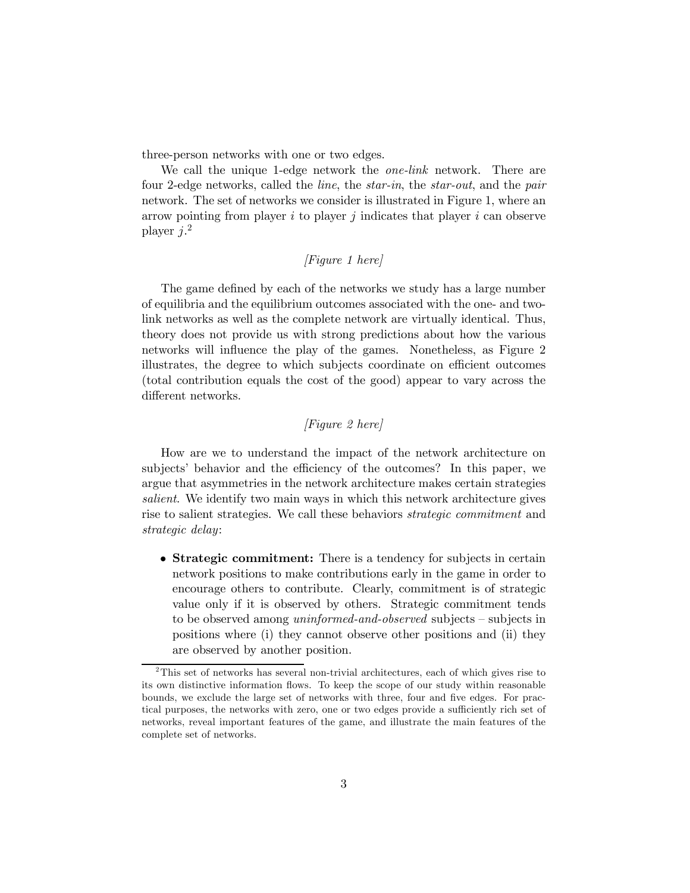three-person networks with one or two edges.

We call the unique 1-edge network the *one-link* network. There are four 2-edge networks, called the *line*, the *star-in*, the *star-out*, and the *pair* network. The set of networks we consider is illustrated in Figure 1, where an arrow pointing from player $i$ to player $j$ indicates that player $i$ can observe player $j$.[2]

*[Figure 1 here]*

The game defined by each of the networks we study has a large number of equilibria and the equilibrium outcomes associated with the one- and two-link networks as well as the complete network are virtually identical. Thus, theory does not provide us with strong predictions about how the various networks will influence the play of the games. Nonetheless, as Figure 2 illustrates, the degree to which subjects coordinate on efficient outcomes (total contribution equals the cost of the good) appear to vary across the different networks.

*[Figure 2 here]*

How are we to understand the impact of the network architecture on subjects' behavior and the efficiency of the outcomes? In this paper, we argue that asymmetries in the network architecture makes certain strategies *salient*. We identify two main ways in which this network architecture gives rise to salient strategies. We call these behaviors *strategic commitment* and *strategic delay*:

- **Strategic commitment:** There is a tendency for subjects in certain network positions to make contributions early in the game in order to encourage others to contribute. Clearly, commitment is of strategic value only if it is observed by others. Strategic commitment tends to be observed among *uninformed-and-observed* subjects – subjects in positions where (i) they cannot observe other positions and (ii) they are observed by another position.

[2] This set of networks has several non-trivial architectures, each of which gives rise to its own distinctive information flows. To keep the scope of our study within reasonable bounds, we exclude the large set of networks with three, four and five edges. For practical purposes, the networks with zero, one or two edges provide a sufficiently rich set of networks, reveal important features of the game, and illustrate the main features of the complete set of networks.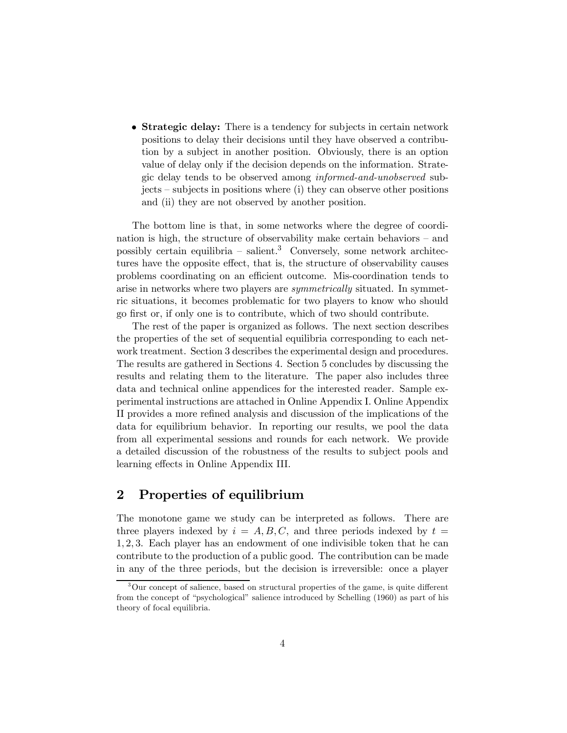- **Strategic delay:** There is a tendency for subjects in certain network positions to delay their decisions until they have observed a contribution by a subject in another position. Obviously, there is an option value of delay only if the decision depends on the information. Strategic delay tends to be observed among *informed-and-unobserved* subjects – subjects in positions where (i) they can observe other positions and (ii) they are not observed by another position.

The bottom line is that, in some networks where the degree of coordination is high, the structure of observability make certain behaviors – and possibly certain equilibria – salient.[3] Conversely, some network architectures have the opposite effect, that is, the structure of observability causes problems coordinating on an efficient outcome. Mis-coordination tends to arise in networks where two players are *symmetrically* situated. In symmetric situations, it becomes problematic for two players to know who should go first or, if only one is to contribute, which of two should contribute.

The rest of the paper is organized as follows. The next section describes the properties of the set of sequential equilibria corresponding to each network treatment. Section 3 describes the experimental design and procedures. The results are gathered in Sections 4. Section 5 concludes by discussing the results and relating them to the literature. The paper also includes three data and technical online appendices for the interested reader. Sample experimental instructions are attached in Online Appendix I. Online Appendix II provides a more refined analysis and discussion of the implications of the data for equilibrium behavior. In reporting our results, we pool the data from all experimental sessions and rounds for each network. We provide a detailed discussion of the robustness of the results to subject pools and learning effects in Online Appendix III.

## 2 Properties of equilibrium

The monotone game we study can be interpreted as follows. There are three players indexed by $i = A, B, C$, and three periods indexed by $t = 1, 2, 3$. Each player has an endowment of one indivisible token that he can contribute to the production of a public good. The contribution can be made in any of the three periods, but the decision is irreversible: once a player

[3] Our concept of salience, based on structural properties of the game, is quite different from the concept of "psychological" salience introduced by Schelling (1960) as part of his theory of focal equilibria.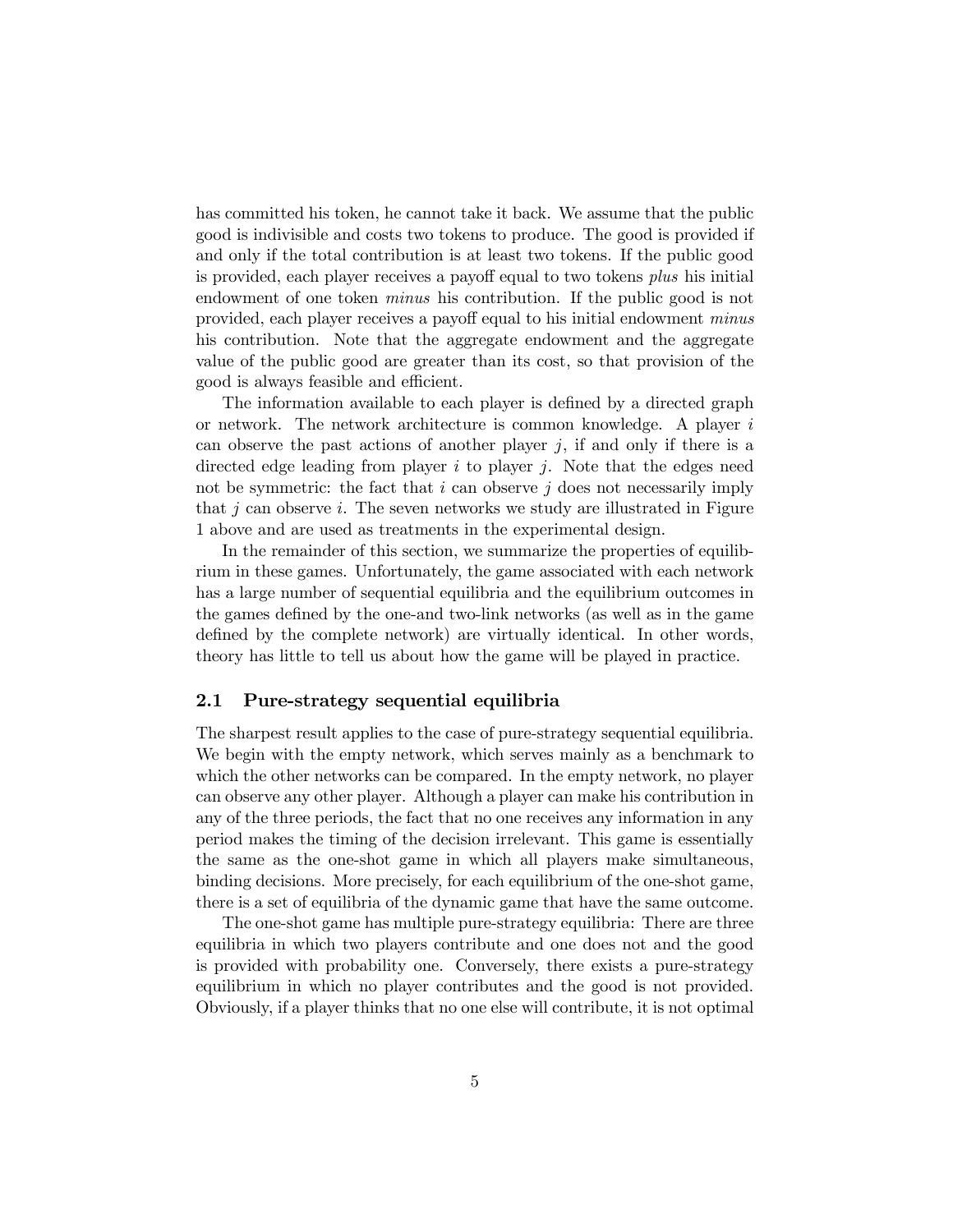has committed his token, he cannot take it back. We assume that the public good is indivisible and costs two tokens to produce. The good is provided if and only if the total contribution is at least two tokens. If the public good is provided, each player receives a payoff equal to two tokens *plus* his initial endowment of one token *minus* his contribution. If the public good is not provided, each player receives a payoff equal to his initial endowment *minus* his contribution. Note that the aggregate endowment and the aggregate value of the public good are greater than its cost, so that provision of the good is always feasible and efficient.

The information available to each player is defined by a directed graph or network. The network architecture is common knowledge. A player $i$ can observe the past actions of another player $j$, if and only if there is a directed edge leading from player $i$ to player $j$. Note that the edges need not be symmetric: the fact that $i$ can observe $j$ does not necessarily imply that $j$ can observe $i$. The seven networks we study are illustrated in Figure 1 above and are used as treatments in the experimental design.

In the remainder of this section, we summarize the properties of equilibrium in these games. Unfortunately, the game associated with each network has a large number of sequential equilibria and the equilibrium outcomes in the games defined by the one-and two-link networks (as well as in the game defined by the complete network) are virtually identical. In other words, theory has little to tell us about how the game will be played in practice.

### 2.1 Pure-strategy sequential equilibria

The sharpest result applies to the case of pure-strategy sequential equilibria. We begin with the empty network, which serves mainly as a benchmark to which the other networks can be compared. In the empty network, no player can observe any other player. Although a player can make his contribution in any of the three periods, the fact that no one receives any information in any period makes the timing of the decision irrelevant. This game is essentially the same as the one-shot game in which all players make simultaneous, binding decisions. More precisely, for each equilibrium of the one-shot game, there is a set of equilibria of the dynamic game that have the same outcome.

The one-shot game has multiple pure-strategy equilibria: There are three equilibria in which two players contribute and one does not and the good is provided with probability one. Conversely, there exists a pure-strategy equilibrium in which no player contributes and the good is not provided. Obviously, if a player thinks that no one else will contribute, it is not optimal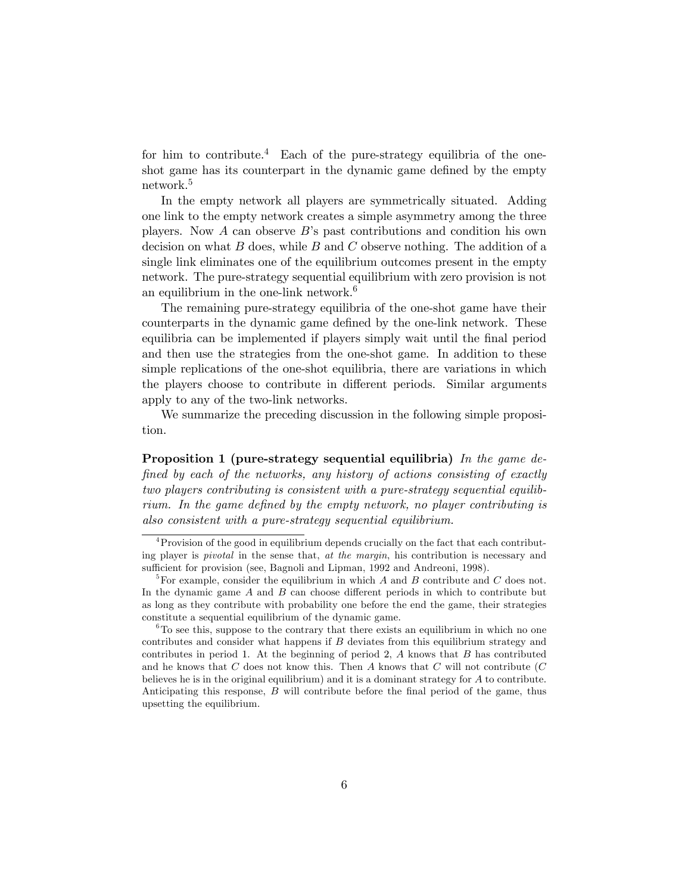for him to contribute.[4] Each of the pure-strategy equilibria of the one-shot game has its counterpart in the dynamic game defined by the empty network.[5]

In the empty network all players are symmetrically situated. Adding one link to the empty network creates a simple asymmetry among the three players. Now $A$ can observe $B$'s past contributions and condition his own decision on what $B$ does, while $B$ and $C$ observe nothing. The addition of a single link eliminates one of the equilibrium outcomes present in the empty network. The pure-strategy sequential equilibrium with zero provision is not an equilibrium in the one-link network.[6]

The remaining pure-strategy equilibria of the one-shot game have their counterparts in the dynamic game defined by the one-link network. These equilibria can be implemented if players simply wait until the final period and then use the strategies from the one-shot game. In addition to these simple replications of the one-shot equilibria, there are variations in which the players choose to contribute in different periods. Similar arguments apply to any of the two-link networks.

We summarize the preceding discussion in the following simple proposition.

**Proposition 1 (pure-strategy sequential equilibria)** *In the game defined by each of the networks, any history of actions consisting of exactly two players contributing is consistent with a pure-strategy sequential equilibrium. In the game defined by the empty network, no player contributing is also consistent with a pure-strategy sequential equilibrium.*

---

[4] Provision of the good in equilibrium depends crucially on the fact that each contributing player is *pivotal* in the sense that, *at the margin*, his contribution is necessary and sufficient for provision (see, Bagnoli and Lipman, 1992 and Andreoni, 1998).

[5] For example, consider the equilibrium in which $A$ and $B$ contribute and $C$ does not. In the dynamic game $A$ and $B$ can choose different periods in which to contribute but as long as they contribute with probability one before the end the game, their strategies constitute a sequential equilibrium of the dynamic game.

[6] To see this, suppose to the contrary that there exists an equilibrium in which no one contributes and consider what happens if $B$ deviates from this equilibrium strategy and contributes in period 1. At the beginning of period 2, $A$ knows that $B$ has contributed and he knows that $C$ does not know this. Then $A$ knows that $C$ will not contribute ($C$ believes he is in the original equilibrium) and it is a dominant strategy for $A$ to contribute. Anticipating this response, $B$ will contribute before the final period of the game, thus upsetting the equilibrium.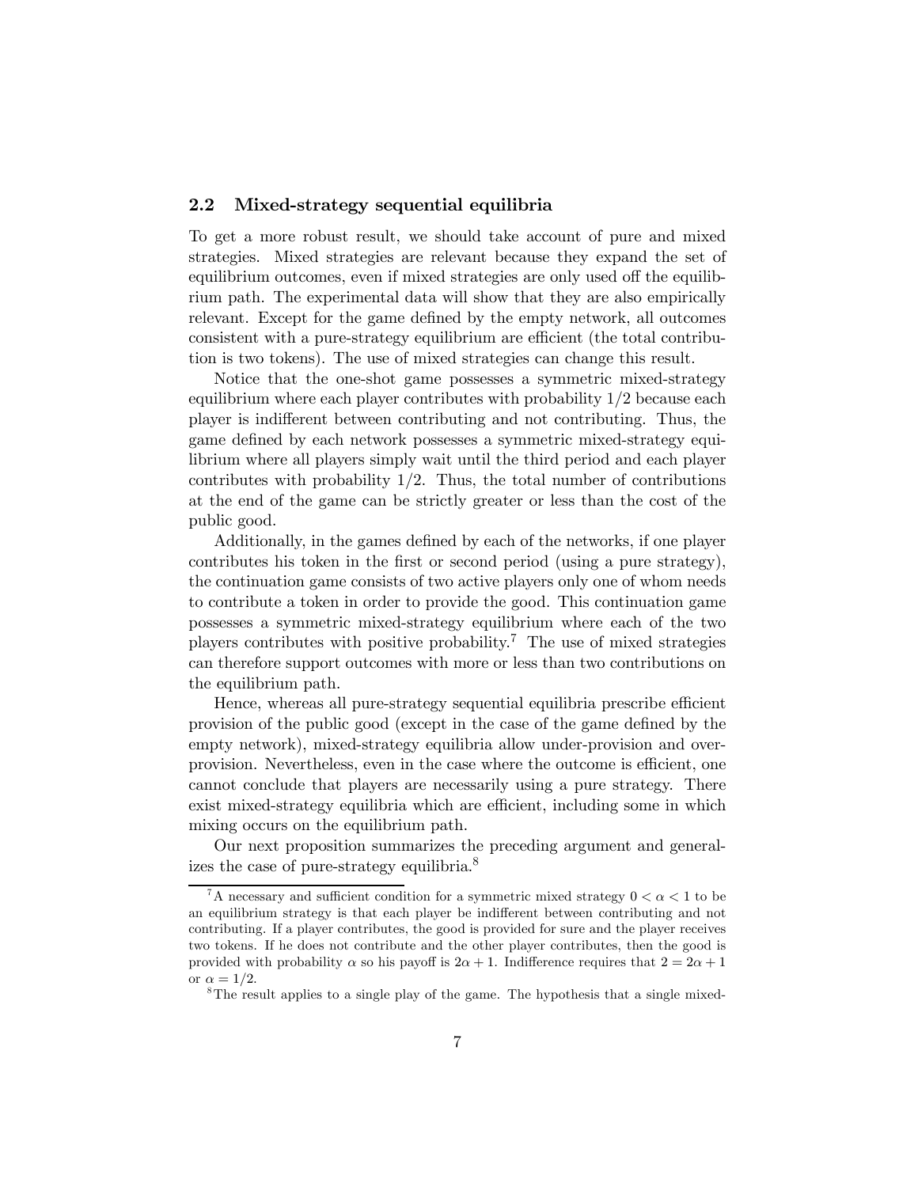## 2.2 Mixed-strategy sequential equilibria

To get a more robust result, we should take account of pure and mixed strategies. Mixed strategies are relevant because they expand the set of equilibrium outcomes, even if mixed strategies are only used off the equilibrium path. The experimental data will show that they are also empirically relevant. Except for the game defined by the empty network, all outcomes consistent with a pure-strategy equilibrium are efficient (the total contribution is two tokens). The use of mixed strategies can change this result.

Notice that the one-shot game possesses a symmetric mixed-strategy equilibrium where each player contributes with probability $1/2$ because each player is indifferent between contributing and not contributing. Thus, the game defined by each network possesses a symmetric mixed-strategy equilibrium where all players simply wait until the third period and each player contributes with probability $1/2$. Thus, the total number of contributions at the end of the game can be strictly greater or less than the cost of the public good.

Additionally, in the games defined by each of the networks, if one player contributes his token in the first or second period (using a pure strategy), the continuation game consists of two active players only one of whom needs to contribute a token in order to provide the good. This continuation game possesses a symmetric mixed-strategy equilibrium where each of the two players contributes with positive probability.[7] The use of mixed strategies can therefore support outcomes with more or less than two contributions on the equilibrium path.

Hence, whereas all pure-strategy sequential equilibria prescribe efficient provision of the public good (except in the case of the game defined by the empty network), mixed-strategy equilibria allow under-provision and over-provision. Nevertheless, even in the case where the outcome is efficient, one cannot conclude that players are necessarily using a pure strategy. There exist mixed-strategy equilibria which are efficient, including some in which mixing occurs on the equilibrium path.

Our next proposition summarizes the preceding argument and generalizes the case of pure-strategy equilibria.[8]

---

[7] A necessary and sufficient condition for a symmetric mixed strategy $0 < \alpha < 1$ to be an equilibrium strategy is that each player be indifferent between contributing and not contributing. If a player contributes, the good is provided for sure and the player receives two tokens. If he does not contribute and the other player contributes, then the good is provided with probability $\alpha$ so his payoff is $2\alpha + 1$. Indifference requires that $2 = 2\alpha + 1$ or $\alpha = 1/2$.

[8] The result applies to a single play of the game. The hypothesis that a single mixed-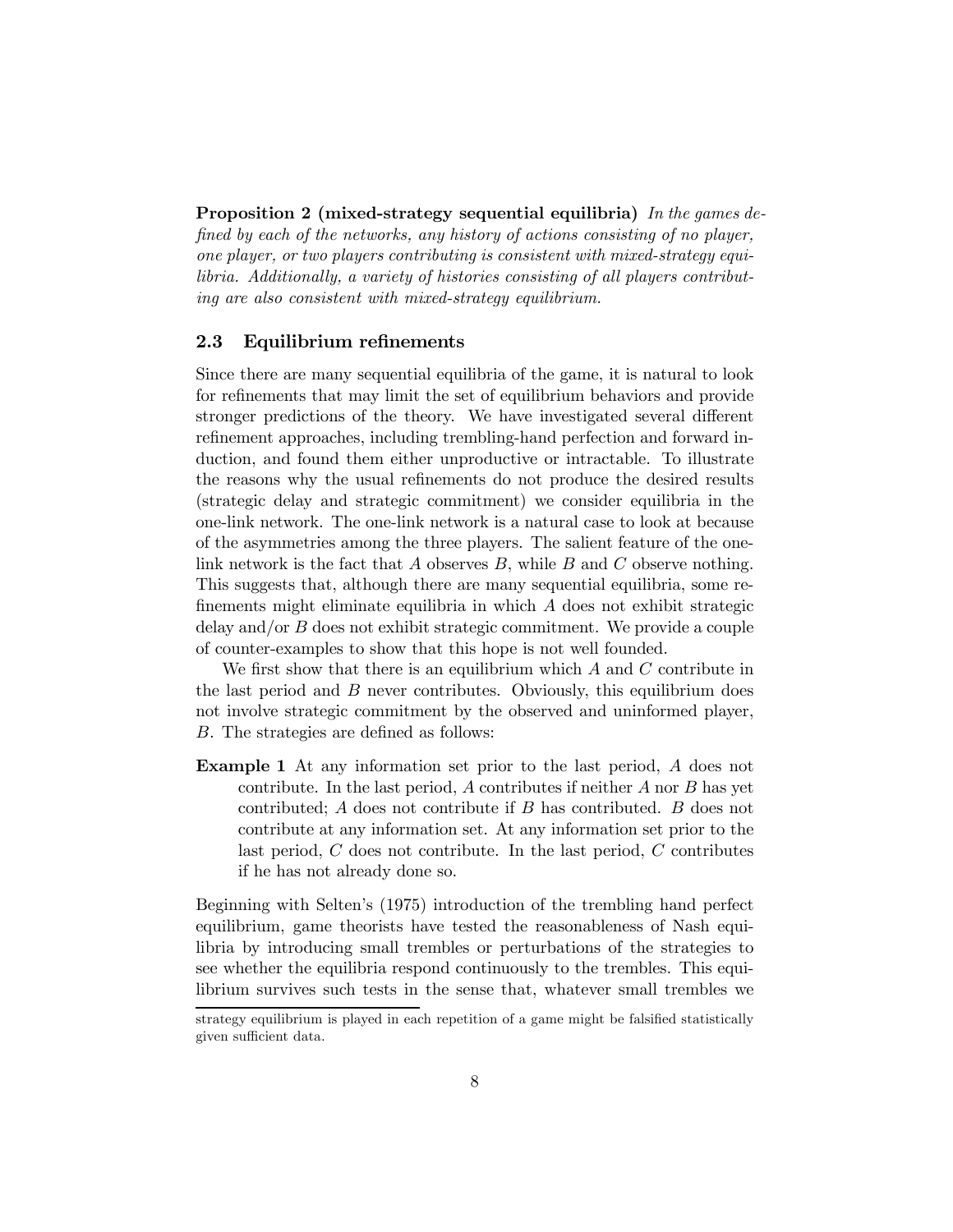**Proposition 2 (mixed-strategy sequential equilibria)** *In the games defined by each of the networks, any history of actions consisting of no player, one player, or two players contributing is consistent with mixed-strategy equilibria. Additionally, a variety of histories consisting of all players contributing are also consistent with mixed-strategy equilibrium.*

### 2.3 Equilibrium refinements

Since there are many sequential equilibria of the game, it is natural to look for refinements that may limit the set of equilibrium behaviors and provide stronger predictions of the theory. We have investigated several different refinement approaches, including trembling-hand perfection and forward induction, and found them either unproductive or intractable. To illustrate the reasons why the usual refinements do not produce the desired results (strategic delay and strategic commitment) we consider equilibria in the one-link network. The one-link network is a natural case to look at because of the asymmetries among the three players. The salient feature of the one-link network is the fact that $A$ observes $B$, while $B$ and $C$ observe nothing. This suggests that, although there are many sequential equilibria, some refinements might eliminate equilibria in which $A$ does not exhibit strategic delay and/or $B$ does not exhibit strategic commitment. We provide a couple of counter-examples to show that this hope is not well founded.

We first show that there is an equilibrium which $A$ and $C$ contribute in the last period and $B$ never contributes. Obviously, this equilibrium does not involve strategic commitment by the observed and uninformed player, $B$. The strategies are defined as follows:

**Example 1** At any information set prior to the last period, $A$ does not contribute. In the last period, $A$ contributes if neither $A$ nor $B$ has yet contributed; $A$ does not contribute if $B$ has contributed. $B$ does not contribute at any information set. At any information set prior to the last period, $C$ does not contribute. In the last period, $C$ contributes if he has not already done so.

Beginning with Selten's (1975) introduction of the trembling hand perfect equilibrium, game theorists have tested the reasonableness of Nash equilibria by introducing small trembles or perturbations of the strategies to see whether the equilibria respond continuously to the trembles. This equilibrium survives such tests in the sense that, whatever small trembles we

strategy equilibrium is played in each repetition of a game might be falsified statistically given sufficient data.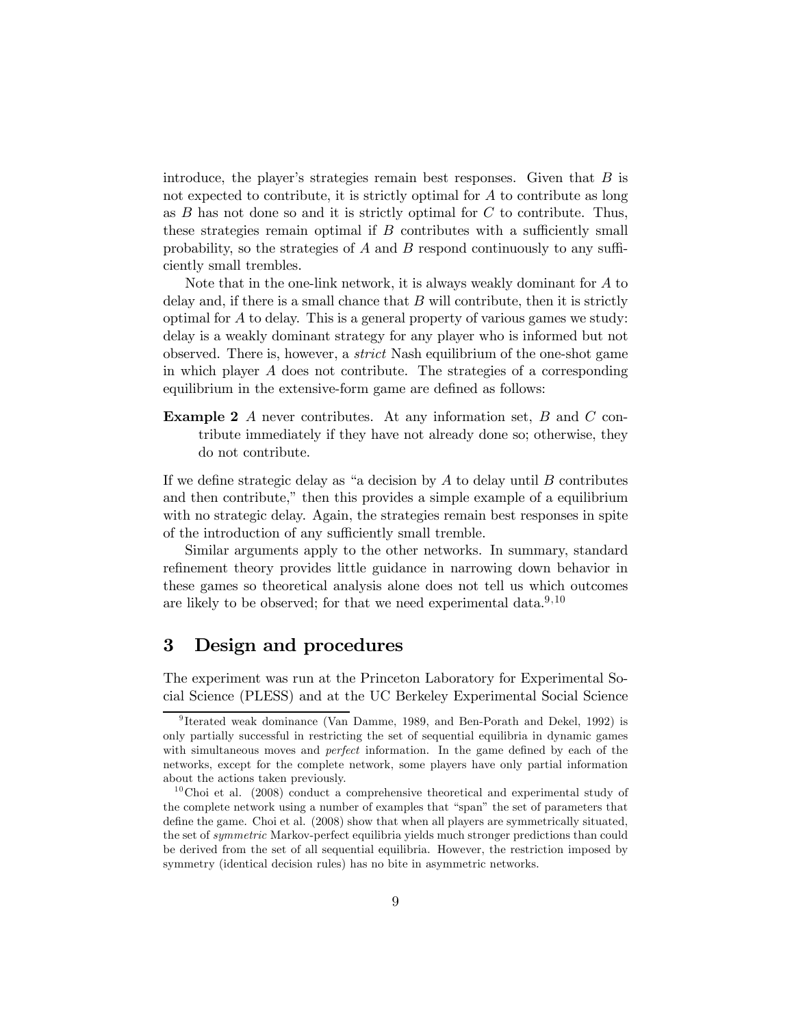introduce, the player's strategies remain best responses. Given that $B$ is not expected to contribute, it is strictly optimal for $A$ to contribute as long as $B$ has not done so and it is strictly optimal for $C$ to contribute. Thus, these strategies remain optimal if $B$ contributes with a sufficiently small probability, so the strategies of $A$ and $B$ respond continuously to any sufficiently small trembles.

Note that in the one-link network, it is always weakly dominant for $A$ to delay and, if there is a small chance that $B$ will contribute, then it is strictly optimal for $A$ to delay. This is a general property of various games we study: delay is a weakly dominant strategy for any player who is informed but not observed. There is, however, a *strict* Nash equilibrium of the one-shot game in which player $A$ does not contribute. The strategies of a corresponding equilibrium in the extensive-form game are defined as follows:

**Example 2** $A$ never contributes. At any information set, $B$ and $C$ contribute immediately if they have not already done so; otherwise, they do not contribute.

If we define strategic delay as "a decision by $A$ to delay until $B$ contributes and then contribute," then this provides a simple example of a equilibrium with no strategic delay. Again, the strategies remain best responses in spite of the introduction of any sufficiently small tremble.

Similar arguments apply to the other networks. In summary, standard refinement theory provides little guidance in narrowing down behavior in these games so theoretical analysis alone does not tell us which outcomes are likely to be observed; for that we need experimental data.[9,10]

## 3 Design and procedures

The experiment was run at the Princeton Laboratory for Experimental Social Science (PLESS) and at the UC Berkeley Experimental Social Science

---

[9] Iterated weak dominance (Van Damme, 1989, and Ben-Porath and Dekel, 1992) is only partially successful in restricting the set of sequential equilibria in dynamic games with simultaneous moves and *perfect* information. In the game defined by each of the networks, except for the complete network, some players have only partial information about the actions taken previously.

[10] Choi et al. (2008) conduct a comprehensive theoretical and experimental study of the complete network using a number of examples that "span" the set of parameters that define the game. Choi et al. (2008) show that when all players are symmetrically situated, the set of *symmetric* Markov-perfect equilibria yields much stronger predictions than could be derived from the set of all sequential equilibria. However, the restriction imposed by symmetry (identical decision rules) has no bite in asymmetric networks.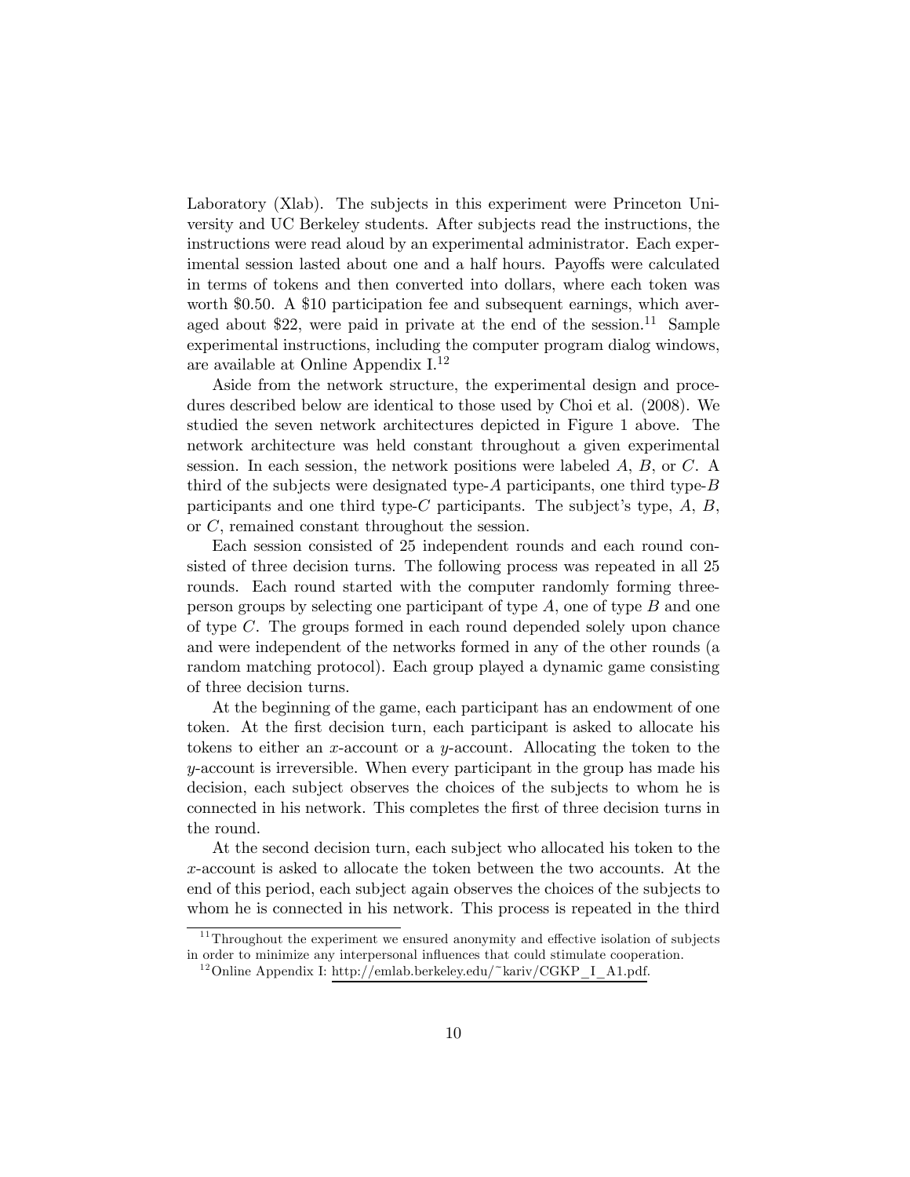Laboratory (Xlab). The subjects in this experiment were Princeton University and UC Berkeley students. After subjects read the instructions, the instructions were read aloud by an experimental administrator. Each experimental session lasted about one and a half hours. Payoffs were calculated in terms of tokens and then converted into dollars, where each token was worth \$0.50. A \$10 participation fee and subsequent earnings, which averaged about \$22, were paid in private at the end of the session.[11] Sample experimental instructions, including the computer program dialog windows, are available at Online Appendix I.[12]

Aside from the network structure, the experimental design and procedures described below are identical to those used by Choi et al. (2008). We studied the seven network architectures depicted in Figure 1 above. The network architecture was held constant throughout a given experimental session. In each session, the network positions were labeled $A$, $B$, or $C$. A third of the subjects were designated type-$A$ participants, one third type-$B$ participants and one third type-$C$ participants. The subject's type, $A$, $B$, or $C$, remained constant throughout the session.

Each session consisted of 25 independent rounds and each round consisted of three decision turns. The following process was repeated in all 25 rounds. Each round started with the computer randomly forming three-person groups by selecting one participant of type $A$, one of type $B$ and one of type $C$. The groups formed in each round depended solely upon chance and were independent of the networks formed in any of the other rounds (a random matching protocol). Each group played a dynamic game consisting of three decision turns.

At the beginning of the game, each participant has an endowment of one token. At the first decision turn, each participant is asked to allocate his tokens to either an $x$-account or a $y$-account. Allocating the token to the $y$-account is irreversible. When every participant in the group has made his decision, each subject observes the choices of the subjects to whom he is connected in his network. This completes the first of three decision turns in the round.

At the second decision turn, each subject who allocated his token to the $x$-account is asked to allocate the token between the two accounts. At the end of this period, each subject again observes the choices of the subjects to whom he is connected in his network. This process is repeated in the third

[11] Throughout the experiment we ensured anonymity and effective isolation of subjects in order to minimize any interpersonal influences that could stimulate cooperation.

[12] Online Appendix I: http://emlab.berkeley.edu/~kariv/CGKP_I_A1.pdf.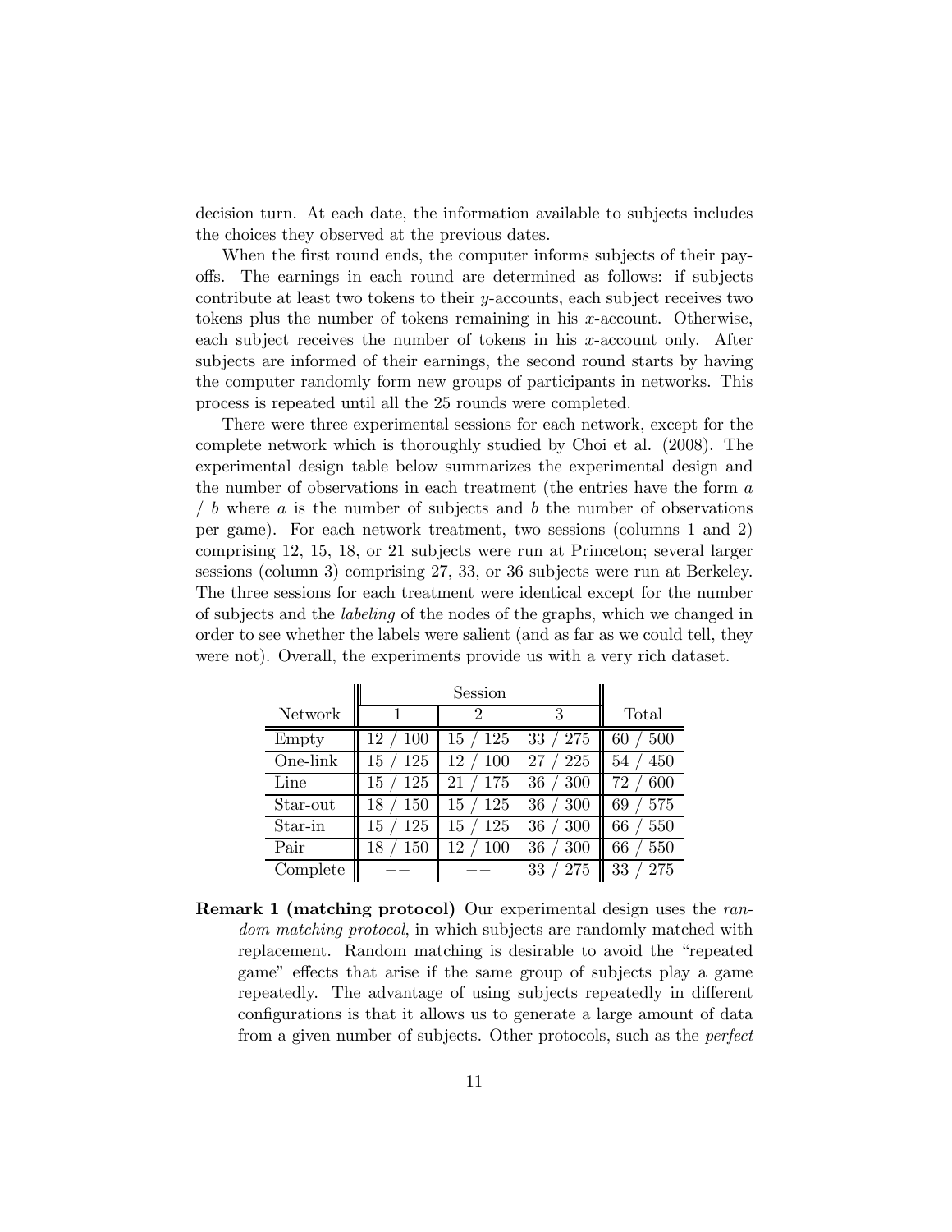decision turn. At each date, the information available to subjects includes the choices they observed at the previous dates.

When the first round ends, the computer informs subjects of their payoffs. The earnings in each round are determined as follows: if subjects contribute at least two tokens to their $y$-accounts, each subject receives two tokens plus the number of tokens remaining in his $x$-account. Otherwise, each subject receives the number of tokens in his $x$-account only. After subjects are informed of their earnings, the second round starts by having the computer randomly form new groups of participants in networks. This process is repeated until all the 25 rounds were completed.

There were three experimental sessions for each network, except for the complete network which is thoroughly studied by Choi et al. (2008). The experimental design table below summarizes the experimental design and the number of observations in each treatment (the entries have the form $a$ / $b$ where $a$ is the number of subjects and $b$ the number of observations per game). For each network treatment, two sessions (columns 1 and 2) comprising 12, 15, 18, or 21 subjects were run at Princeton; several larger sessions (column 3) comprising 27, 33, or 36 subjects were run at Berkeley. The three sessions for each treatment were identical except for the number of subjects and the *labeling* of the nodes of the graphs, which we changed in order to see whether the labels were salient (and as far as we could tell, they were not). Overall, the experiments provide us with a very rich dataset.

| | Session | | | |
|---|---|---|---|---|
| Network | 1 | 2 | 3 | Total |
| Empty | 12 / 100 | 15 / 125 | 33 / 275 | 60 / 500 |
| One-link | 15 / 125 | 12 / 100 | 27 / 225 | 54 / 450 |
| Line | 15 / 125 | 21 / 175 | 36 / 300 | 72 / 600 |
| Star-out | 18 / 150 | 15 / 125 | 36 / 300 | 69 / 575 |
| Star-in | 15 / 125 | 15 / 125 | 36 / 300 | 66 / 550 |
| Pair | 18 / 150 | 12 / 100 | 36 / 300 | 66 / 550 |
| Complete | −− | −− | 33 / 275 | 33 / 275 |

**Remark 1 (matching protocol)** Our experimental design uses the *random matching protocol*, in which subjects are randomly matched with replacement. Random matching is desirable to avoid the "repeated game" effects that arise if the same group of subjects play a game repeatedly. The advantage of using subjects repeatedly in different configurations is that it allows us to generate a large amount of data from a given number of subjects. Other protocols, such as the *perfect*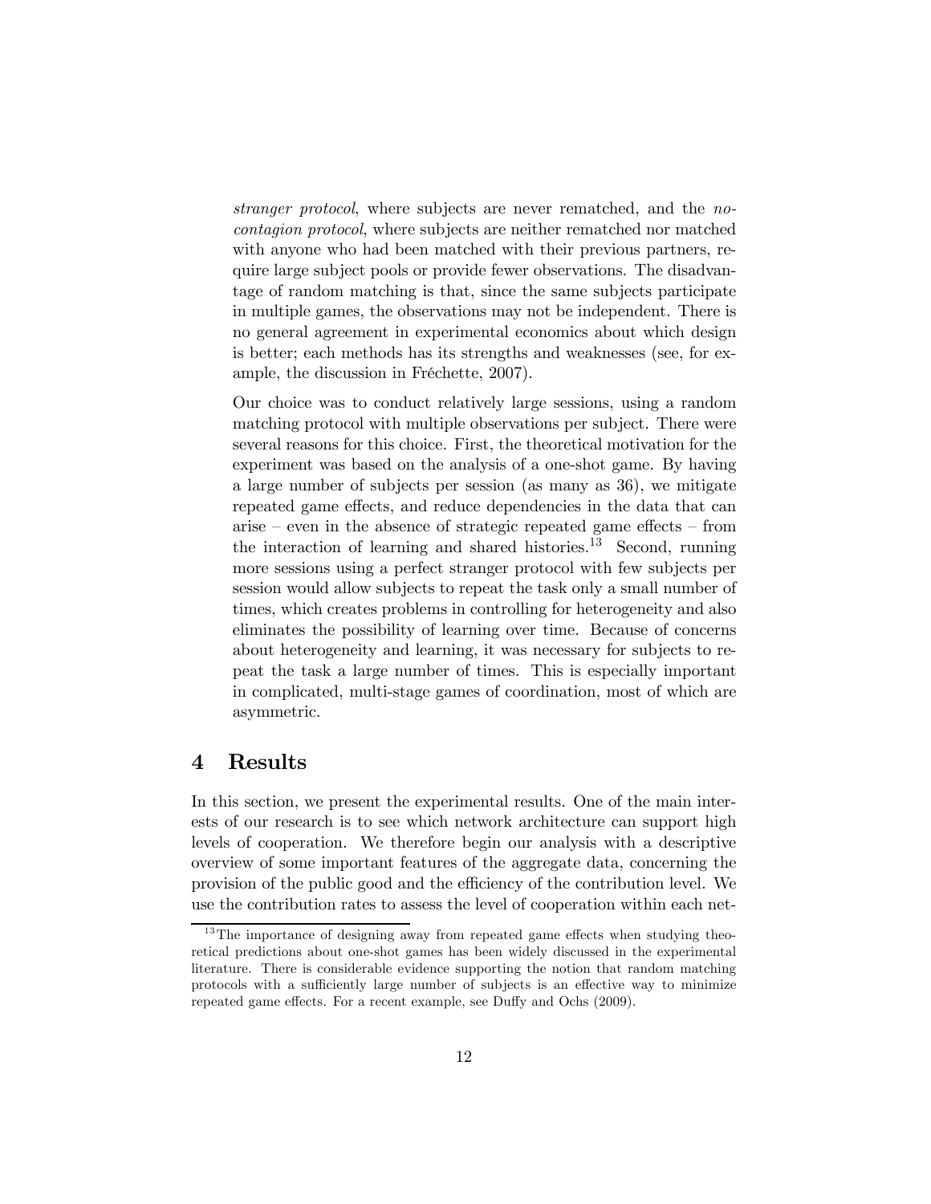*stranger protocol*, where subjects are never rematched, and the *no-contagion protocol*, where subjects are neither rematched nor matched with anyone who had been matched with their previous partners, require large subject pools or provide fewer observations. The disadvantage of random matching is that, since the same subjects participate in multiple games, the observations may not be independent. There is no general agreement in experimental economics about which design is better; each methods has its strengths and weaknesses (see, for example, the discussion in Fréchette, 2007).

Our choice was to conduct relatively large sessions, using a random matching protocol with multiple observations per subject. There were several reasons for this choice. First, the theoretical motivation for the experiment was based on the analysis of a one-shot game. By having a large number of subjects per session (as many as 36), we mitigate repeated game effects, and reduce dependencies in the data that can arise – even in the absence of strategic repeated game effects – from the interaction of learning and shared histories.[13] Second, running more sessions using a perfect stranger protocol with few subjects per session would allow subjects to repeat the task only a small number of times, which creates problems in controlling for heterogeneity and also eliminates the possibility of learning over time. Because of concerns about heterogeneity and learning, it was necessary for subjects to repeat the task a large number of times. This is especially important in complicated, multi-stage games of coordination, most of which are asymmetric.

## 4 Results

In this section, we present the experimental results. One of the main interests of our research is to see which network architecture can support high levels of cooperation. We therefore begin our analysis with a descriptive overview of some important features of the aggregate data, concerning the provision of the public good and the efficiency of the contribution level. We use the contribution rates to assess the level of cooperation within each net-

[13] The importance of designing away from repeated game effects when studying theoretical predictions about one-shot games has been widely discussed in the experimental literature. There is considerable evidence supporting the notion that random matching protocols with a sufficiently large number of subjects is an effective way to minimize repeated game effects. For a recent example, see Duffy and Ochs (2009).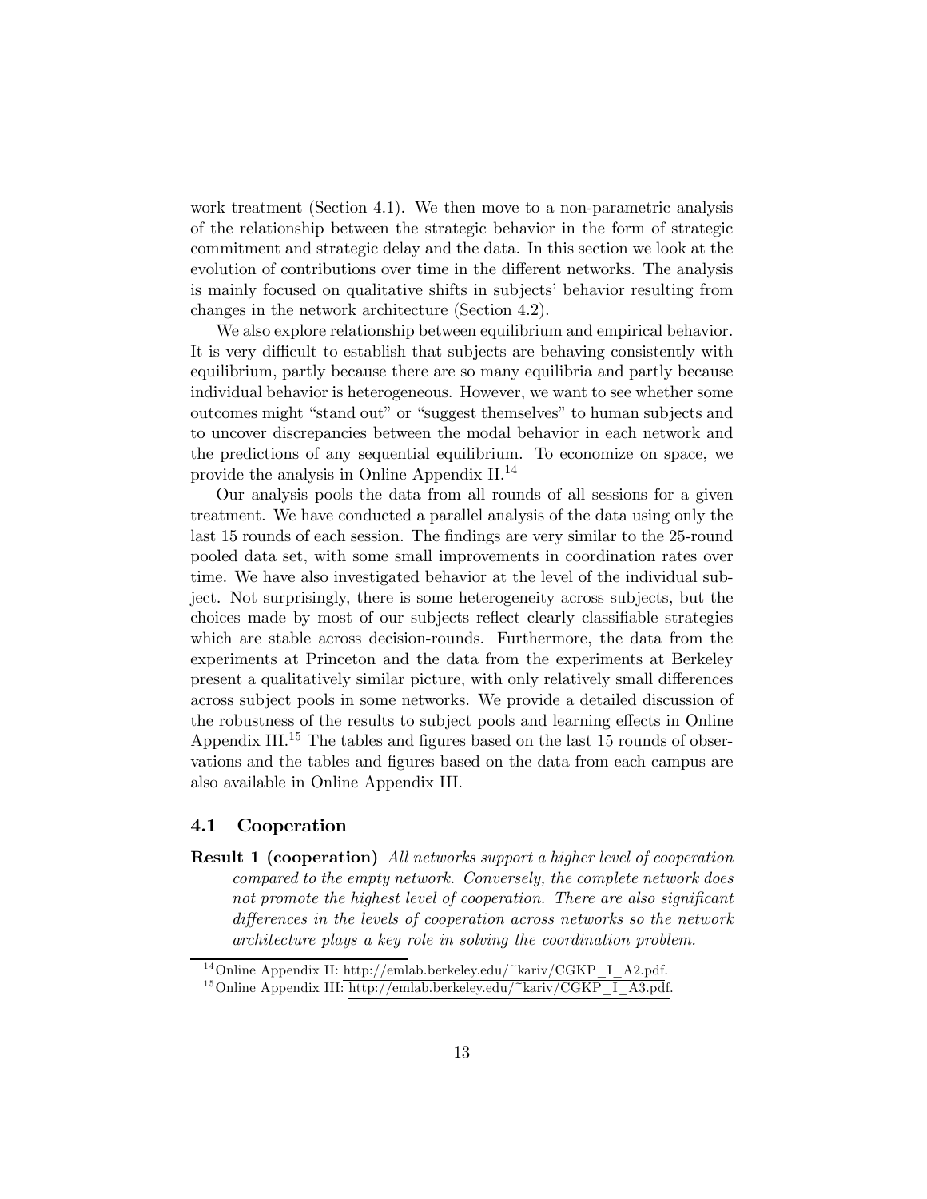work treatment (Section 4.1). We then move to a non-parametric analysis of the relationship between the strategic behavior in the form of strategic commitment and strategic delay and the data. In this section we look at the evolution of contributions over time in the different networks. The analysis is mainly focused on qualitative shifts in subjects' behavior resulting from changes in the network architecture (Section 4.2).

We also explore relationship between equilibrium and empirical behavior. It is very difficult to establish that subjects are behaving consistently with equilibrium, partly because there are so many equilibria and partly because individual behavior is heterogeneous. However, we want to see whether some outcomes might "stand out" or "suggest themselves" to human subjects and to uncover discrepancies between the modal behavior in each network and the predictions of any sequential equilibrium. To economize on space, we provide the analysis in Online Appendix II.[14]

Our analysis pools the data from all rounds of all sessions for a given treatment. We have conducted a parallel analysis of the data using only the last 15 rounds of each session. The findings are very similar to the 25-round pooled data set, with some small improvements in coordination rates over time. We have also investigated behavior at the level of the individual subject. Not surprisingly, there is some heterogeneity across subjects, but the choices made by most of our subjects reflect clearly classifiable strategies which are stable across decision-rounds. Furthermore, the data from the experiments at Princeton and the data from the experiments at Berkeley present a qualitatively similar picture, with only relatively small differences across subject pools in some networks. We provide a detailed discussion of the robustness of the results to subject pools and learning effects in Online Appendix III.[15] The tables and figures based on the last 15 rounds of observations and the tables and figures based on the data from each campus are also available in Online Appendix III.

### 4.1 Cooperation

**Result 1 (cooperation)** *All networks support a higher level of cooperation compared to the empty network. Conversely, the complete network does not promote the highest level of cooperation. There are also significant differences in the levels of cooperation across networks so the network architecture plays a key role in solving the coordination problem.*

[14] Online Appendix II: http://emlab.berkeley.edu/~kariv/CGKP_I_A2.pdf.

[15] Online Appendix III: http://emlab.berkeley.edu/~kariv/CGKP_I_A3.pdf.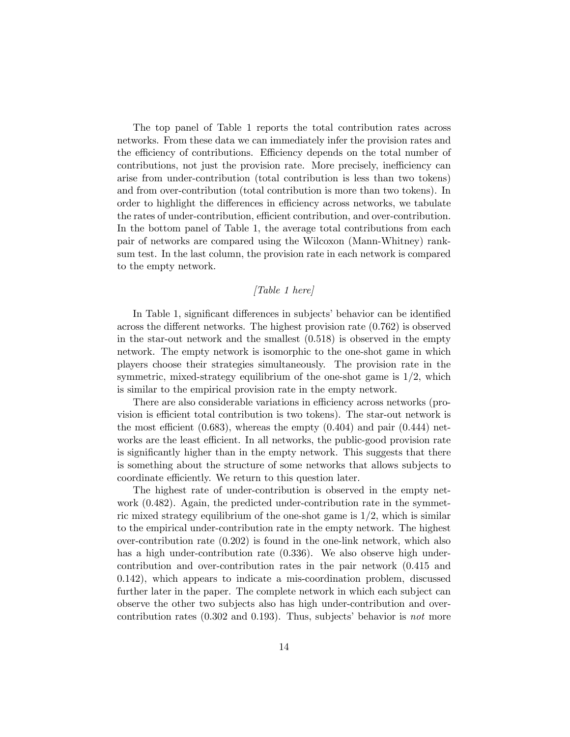The top panel of Table 1 reports the total contribution rates across networks. From these data we can immediately infer the provision rates and the efficiency of contributions. Efficiency depends on the total number of contributions, not just the provision rate. More precisely, inefficiency can arise from under-contribution (total contribution is less than two tokens) and from over-contribution (total contribution is more than two tokens). In order to highlight the differences in efficiency across networks, we tabulate the rates of under-contribution, efficient contribution, and over-contribution. In the bottom panel of Table 1, the average total contributions from each pair of networks are compared using the Wilcoxon (Mann-Whitney) rank-sum test. In the last column, the provision rate in each network is compared to the empty network.

*[Table 1 here]*

In Table 1, significant differences in subjects' behavior can be identified across the different networks. The highest provision rate (0.762) is observed in the star-out network and the smallest (0.518) is observed in the empty network. The empty network is isomorphic to the one-shot game in which players choose their strategies simultaneously. The provision rate in the symmetric, mixed-strategy equilibrium of the one-shot game is 1/2, which is similar to the empirical provision rate in the empty network.

There are also considerable variations in efficiency across networks (provision is efficient total contribution is two tokens). The star-out network is the most efficient (0.683), whereas the empty (0.404) and pair (0.444) networks are the least efficient. In all networks, the public-good provision rate is significantly higher than in the empty network. This suggests that there is something about the structure of some networks that allows subjects to coordinate efficiently. We return to this question later.

The highest rate of under-contribution is observed in the empty network (0.482). Again, the predicted under-contribution rate in the symmetric mixed strategy equilibrium of the one-shot game is 1/2, which is similar to the empirical under-contribution rate in the empty network. The highest over-contribution rate (0.202) is found in the one-link network, which also has a high under-contribution rate (0.336). We also observe high under-contribution and over-contribution rates in the pair network (0.415 and 0.142), which appears to indicate a mis-coordination problem, discussed further later in the paper. The complete network in which each subject can observe the other two subjects also has high under-contribution and over-contribution rates (0.302 and 0.193). Thus, subjects' behavior is *not* more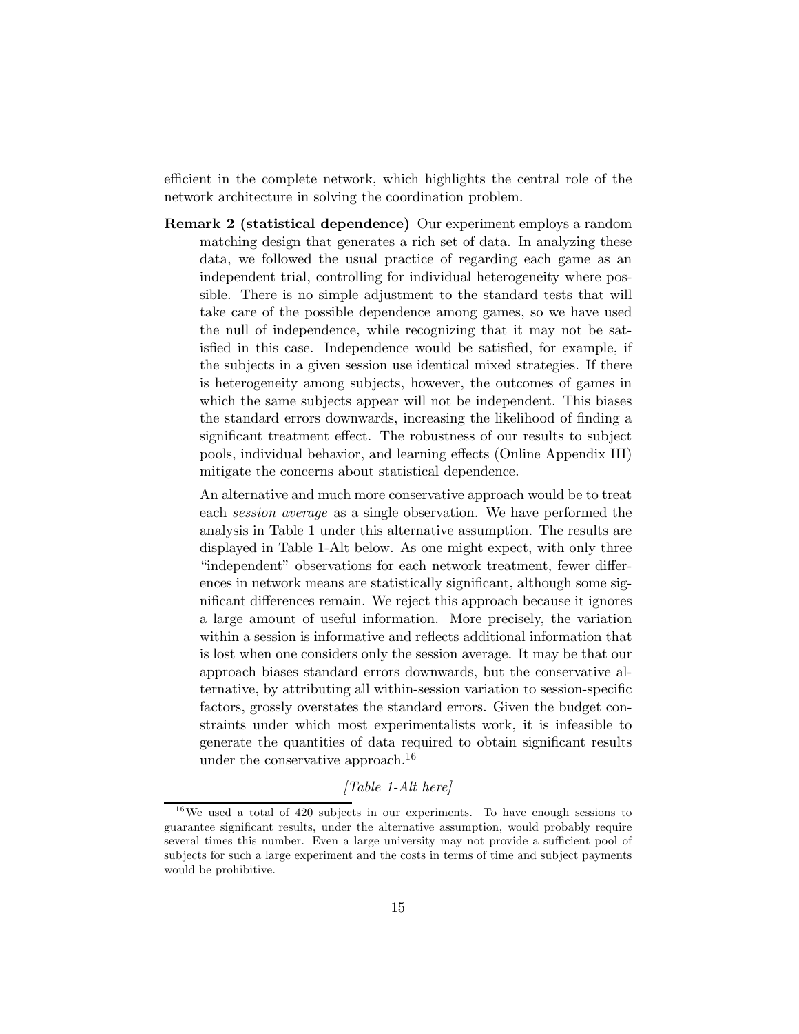efficient in the complete network, which highlights the central role of the network architecture in solving the coordination problem.

**Remark 2 (statistical dependence)** Our experiment employs a random matching design that generates a rich set of data. In analyzing these data, we followed the usual practice of regarding each game as an independent trial, controlling for individual heterogeneity where possible. There is no simple adjustment to the standard tests that will take care of the possible dependence among games, so we have used the null of independence, while recognizing that it may not be satisfied in this case. Independence would be satisfied, for example, if the subjects in a given session use identical mixed strategies. If there is heterogeneity among subjects, however, the outcomes of games in which the same subjects appear will not be independent. This biases the standard errors downwards, increasing the likelihood of finding a significant treatment effect. The robustness of our results to subject pools, individual behavior, and learning effects (Online Appendix III) mitigate the concerns about statistical dependence.

An alternative and much more conservative approach would be to treat each *session average* as a single observation. We have performed the analysis in Table 1 under this alternative assumption. The results are displayed in Table 1-Alt below. As one might expect, with only three "independent" observations for each network treatment, fewer differences in network means are statistically significant, although some significant differences remain. We reject this approach because it ignores a large amount of useful information. More precisely, the variation within a session is informative and reflects additional information that is lost when one considers only the session average. It may be that our approach biases standard errors downwards, but the conservative alternative, by attributing all within-session variation to session-specific factors, grossly overstates the standard errors. Given the budget constraints under which most experimentalists work, it is infeasible to generate the quantities of data required to obtain significant results under the conservative approach.[16]

*[Table 1-Alt here]*

[16] We used a total of 420 subjects in our experiments. To have enough sessions to guarantee significant results, under the alternative assumption, would probably require several times this number. Even a large university may not provide a sufficient pool of subjects for such a large experiment and the costs in terms of time and subject payments would be prohibitive.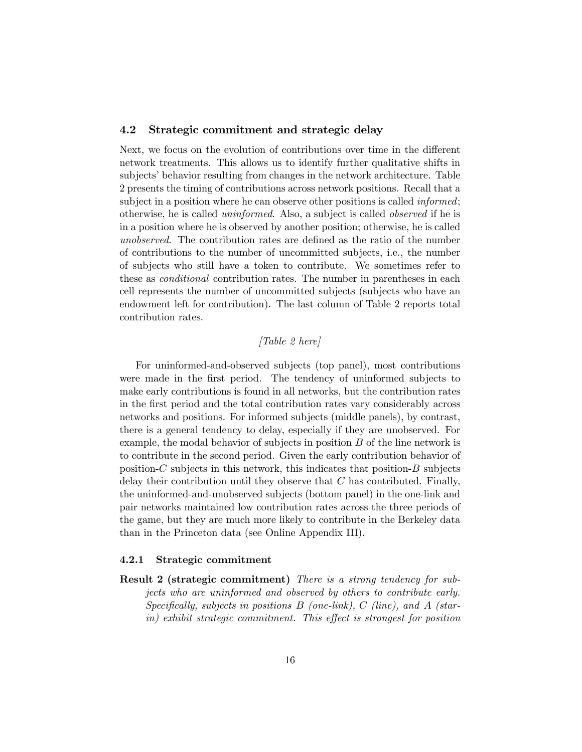### 4.2 Strategic commitment and strategic delay

Next, we focus on the evolution of contributions over time in the different network treatments. This allows us to identify further qualitative shifts in subjects' behavior resulting from changes in the network architecture. Table 2 presents the timing of contributions across network positions. Recall that a subject in a position where he can observe other positions is called *informed*; otherwise, he is called *uninformed*. Also, a subject is called *observed* if he is in a position where he is observed by another position; otherwise, he is called *unobserved*. The contribution rates are defined as the ratio of the number of contributions to the number of uncommitted subjects, i.e., the number of subjects who still have a token to contribute. We sometimes refer to these as *conditional* contribution rates. The number in parentheses in each cell represents the number of uncommitted subjects (subjects who have an endowment left for contribution). The last column of Table 2 reports total contribution rates.

*[Table 2 here]*

For uninformed-and-observed subjects (top panel), most contributions were made in the first period. The tendency of uninformed subjects to make early contributions is found in all networks, but the contribution rates in the first period and the total contribution rates vary considerably across networks and positions. For informed subjects (middle panels), by contrast, there is a general tendency to delay, especially if they are unobserved. For example, the modal behavior of subjects in position $B$ of the line network is to contribute in the second period. Given the early contribution behavior of position-$C$ subjects in this network, this indicates that position-$B$ subjects delay their contribution until they observe that $C$ has contributed. Finally, the uninformed-and-unobserved subjects (bottom panel) in the one-link and pair networks maintained low contribution rates across the three periods of the game, but they are much more likely to contribute in the Berkeley data than in the Princeton data (see Online Appendix III).

#### 4.2.1 Strategic commitment

**Result 2 (strategic commitment)** *There is a strong tendency for subjects who are uninformed and observed by others to contribute early. Specifically, subjects in positions B (one-link), C (line), and A (star-in) exhibit strategic commitment. This effect is strongest for position*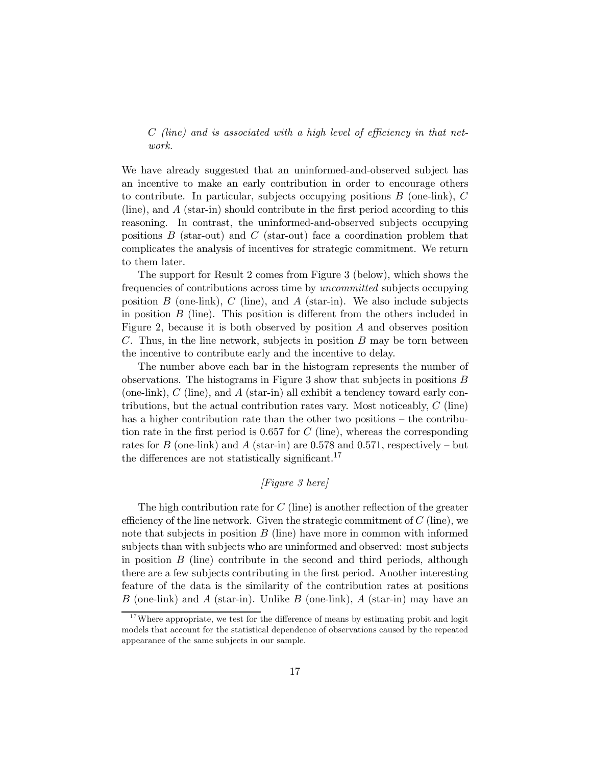*C (line) and is associated with a high level of efficiency in that network.*

We have already suggested that an uninformed-and-observed subject has an incentive to make an early contribution in order to encourage others to contribute. In particular, subjects occupying positions $B$ (one-link), $C$ (line), and $A$ (star-in) should contribute in the first period according to this reasoning. In contrast, the uninformed-and-observed subjects occupying positions $B$ (star-out) and $C$ (star-out) face a coordination problem that complicates the analysis of incentives for strategic commitment. We return to them later.

The support for Result 2 comes from Figure 3 (below), which shows the frequencies of contributions across time by *uncommitted* subjects occupying position $B$ (one-link), $C$ (line), and $A$ (star-in). We also include subjects in position $B$ (line). This position is different from the others included in Figure 2, because it is both observed by position $A$ and observes position $C$. Thus, in the line network, subjects in position $B$ may be torn between the incentive to contribute early and the incentive to delay.

The number above each bar in the histogram represents the number of observations. The histograms in Figure 3 show that subjects in positions $B$ (one-link), $C$ (line), and $A$ (star-in) all exhibit a tendency toward early contributions, but the actual contribution rates vary. Most noticeably, $C$ (line) has a higher contribution rate than the other two positions – the contribution rate in the first period is 0.657 for $C$ (line), whereas the corresponding rates for $B$ (one-link) and $A$ (star-in) are 0.578 and 0.571, respectively – but the differences are not statistically significant.[17]

*[Figure 3 here]*

The high contribution rate for $C$ (line) is another reflection of the greater efficiency of the line network. Given the strategic commitment of $C$ (line), we note that subjects in position $B$ (line) have more in common with informed subjects than with subjects who are uninformed and observed: most subjects in position $B$ (line) contribute in the second and third periods, although there are a few subjects contributing in the first period. Another interesting feature of the data is the similarity of the contribution rates at positions $B$ (one-link) and $A$ (star-in). Unlike $B$ (one-link), $A$ (star-in) may have an

[17] Where appropriate, we test for the difference of means by estimating probit and logit models that account for the statistical dependence of observations caused by the repeated appearance of the same subjects in our sample.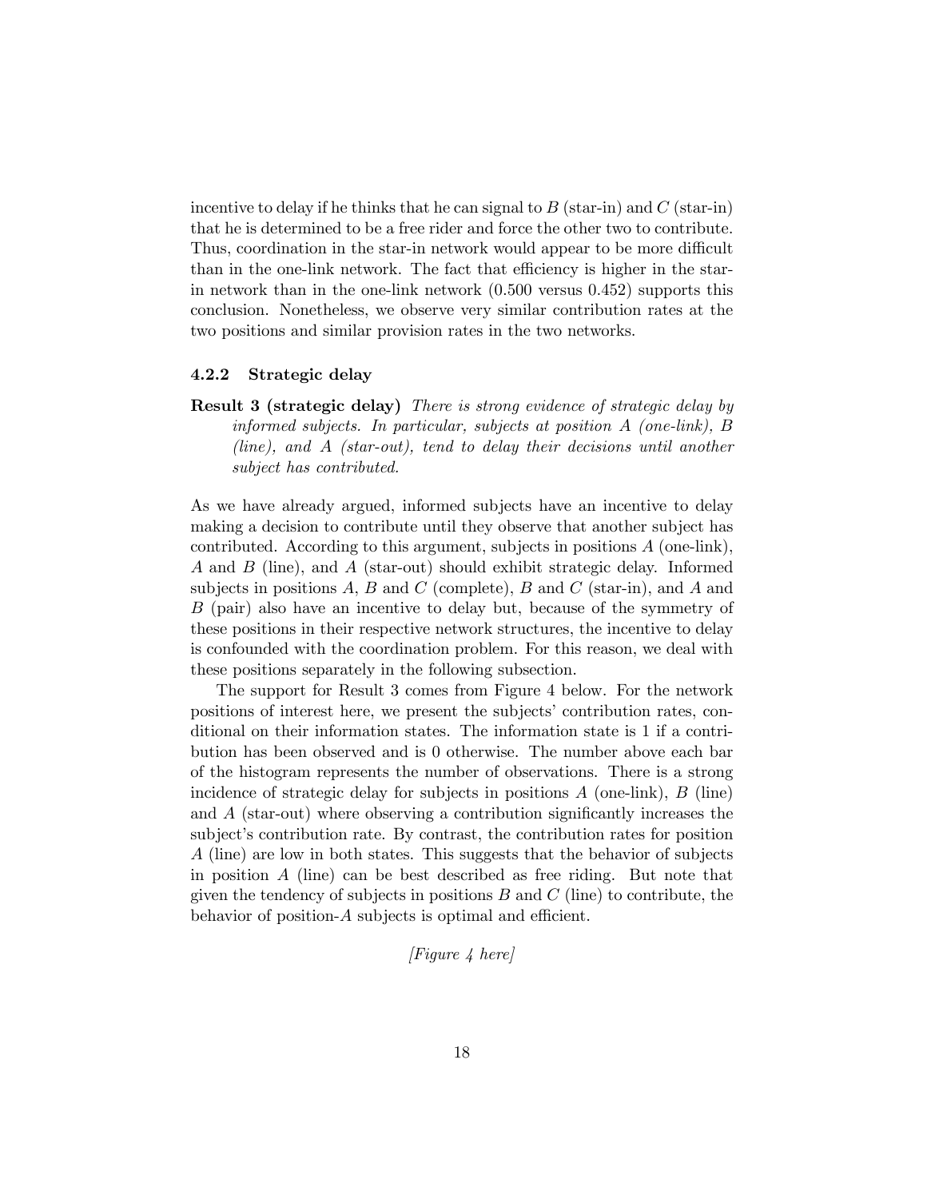incentive to delay if he thinks that he can signal to $B$ (star-in) and $C$ (star-in) that he is determined to be a free rider and force the other two to contribute. Thus, coordination in the star-in network would appear to be more difficult than in the one-link network. The fact that efficiency is higher in the star-in network than in the one-link network (0.500 versus 0.452) supports this conclusion. Nonetheless, we observe very similar contribution rates at the two positions and similar provision rates in the two networks.

### 4.2.2 Strategic delay

**Result 3 (strategic delay)** *There is strong evidence of strategic delay by informed subjects. In particular, subjects at position $A$ (one-link), $B$ (line), and $A$ (star-out), tend to delay their decisions until another subject has contributed.*

As we have already argued, informed subjects have an incentive to delay making a decision to contribute until they observe that another subject has contributed. According to this argument, subjects in positions $A$ (one-link), $A$ and $B$ (line), and $A$ (star-out) should exhibit strategic delay. Informed subjects in positions $A$, $B$ and $C$ (complete), $B$ and $C$ (star-in), and $A$ and $B$ (pair) also have an incentive to delay but, because of the symmetry of these positions in their respective network structures, the incentive to delay is confounded with the coordination problem. For this reason, we deal with these positions separately in the following subsection.

The support for Result 3 comes from Figure 4 below. For the network positions of interest here, we present the subjects' contribution rates, conditional on their information states. The information state is 1 if a contribution has been observed and is 0 otherwise. The number above each bar of the histogram represents the number of observations. There is a strong incidence of strategic delay for subjects in positions $A$ (one-link), $B$ (line) and $A$ (star-out) where observing a contribution significantly increases the subject's contribution rate. By contrast, the contribution rates for position $A$ (line) are low in both states. This suggests that the behavior of subjects in position $A$ (line) can be best described as free riding. But note that given the tendency of subjects in positions $B$ and $C$ (line) to contribute, the behavior of position-$A$ subjects is optimal and efficient.

*[Figure 4 here]*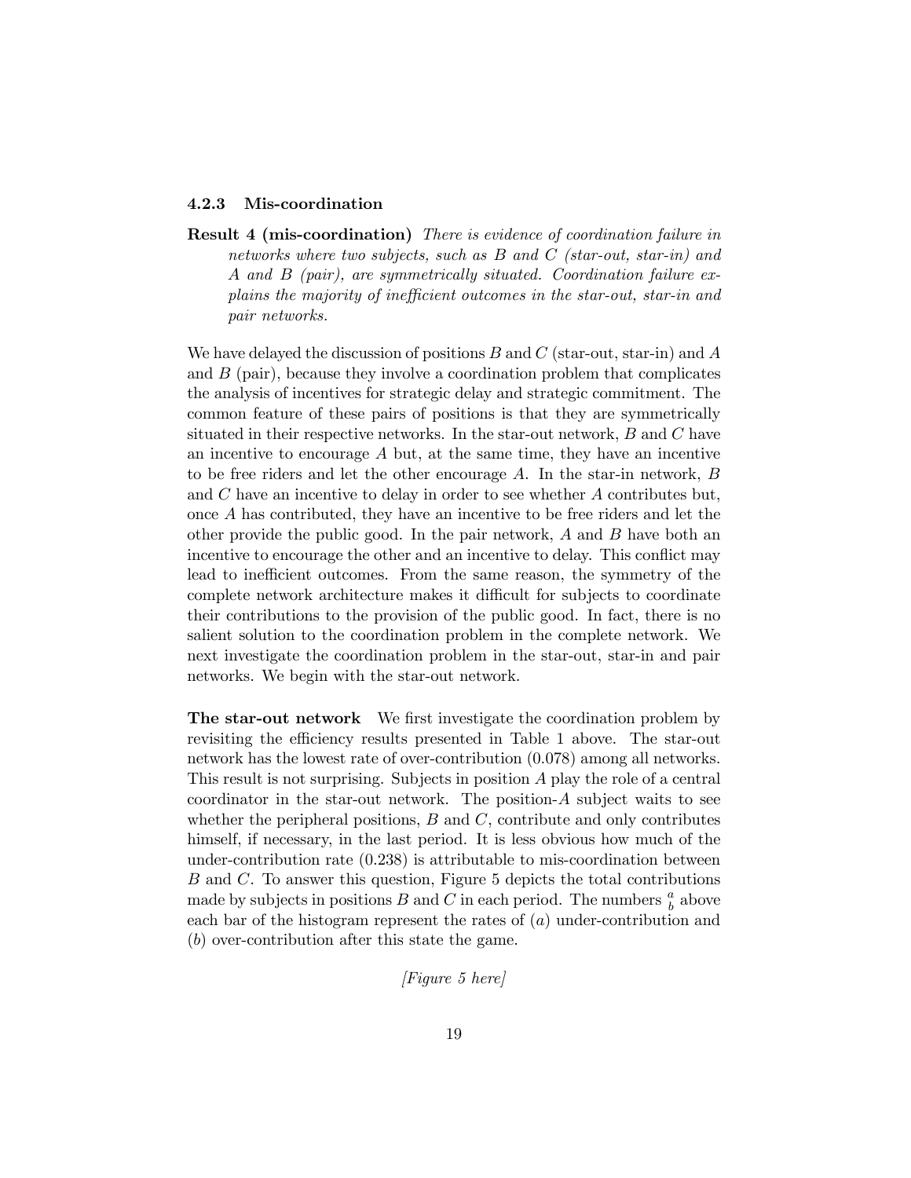### 4.2.3 Mis-coordination

**Result 4 (mis-coordination)** *There is evidence of coordination failure in networks where two subjects, such as B and C (star-out, star-in) and A and B (pair), are symmetrically situated. Coordination failure explains the majority of inefficient outcomes in the star-out, star-in and pair networks.*

We have delayed the discussion of positions $B$ and $C$ (star-out, star-in) and $A$ and $B$ (pair), because they involve a coordination problem that complicates the analysis of incentives for strategic delay and strategic commitment. The common feature of these pairs of positions is that they are symmetrically situated in their respective networks. In the star-out network, $B$ and $C$ have an incentive to encourage $A$ but, at the same time, they have an incentive to be free riders and let the other encourage $A$. In the star-in network, $B$ and $C$ have an incentive to delay in order to see whether $A$ contributes but, once $A$ has contributed, they have an incentive to be free riders and let the other provide the public good. In the pair network, $A$ and $B$ have both an incentive to encourage the other and an incentive to delay. This conflict may lead to inefficient outcomes. From the same reason, the symmetry of the complete network architecture makes it difficult for subjects to coordinate their contributions to the provision of the public good. In fact, there is no salient solution to the coordination problem in the complete network. We next investigate the coordination problem in the star-out, star-in and pair networks. We begin with the star-out network.

**The star-out network** We first investigate the coordination problem by revisiting the efficiency results presented in Table 1 above. The star-out network has the lowest rate of over-contribution (0.078) among all networks. This result is not surprising. Subjects in position $A$ play the role of a central coordinator in the star-out network. The position-$A$ subject waits to see whether the peripheral positions, $B$ and $C$, contribute and only contributes himself, if necessary, in the last period. It is less obvious how much of the under-contribution rate (0.238) is attributable to mis-coordination between $B$ and $C$. To answer this question, Figure 5 depicts the total contributions made by subjects in positions $B$ and $C$ in each period. The numbers $^{a}_{b}$ above each bar of the histogram represent the rates of $(a)$ under-contribution and $(b)$ over-contribution after this state the game.

*[Figure 5 here]*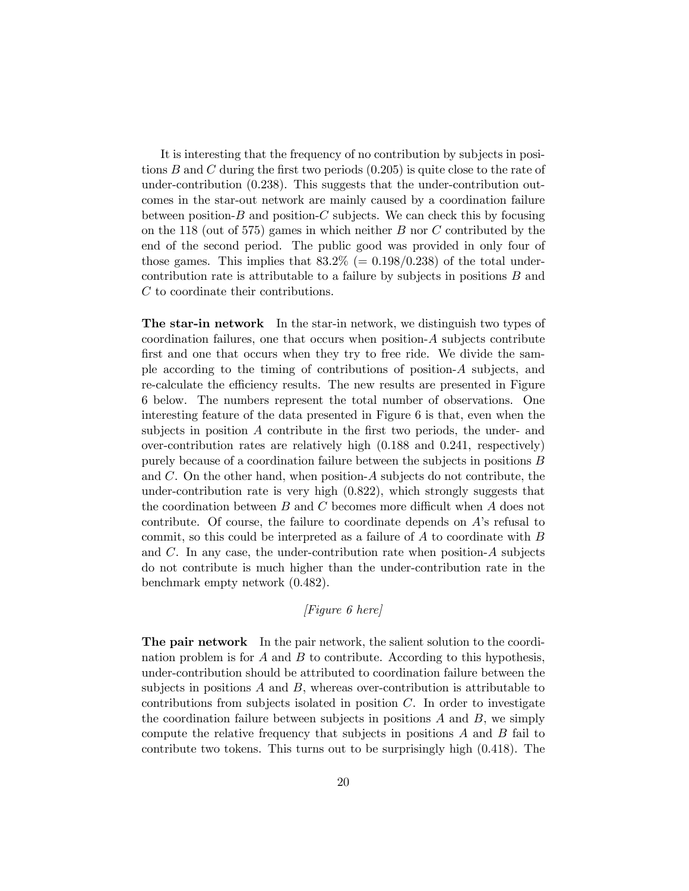It is interesting that the frequency of no contribution by subjects in positions $B$ and $C$ during the first two periods (0.205) is quite close to the rate of under-contribution (0.238). This suggests that the under-contribution outcomes in the star-out network are mainly caused by a coordination failure between position-$B$ and position-$C$ subjects. We can check this by focusing on the 118 (out of 575) games in which neither $B$ nor $C$ contributed by the end of the second period. The public good was provided in only four of those games. This implies that 83.2% (= 0.198/0.238) of the total under-contribution rate is attributable to a failure by subjects in positions $B$ and $C$ to coordinate their contributions.

**The star-in network** In the star-in network, we distinguish two types of coordination failures, one that occurs when position-$A$ subjects contribute first and one that occurs when they try to free ride. We divide the sample according to the timing of contributions of position-$A$ subjects, and re-calculate the efficiency results. The new results are presented in Figure 6 below. The numbers represent the total number of observations. One interesting feature of the data presented in Figure 6 is that, even when the subjects in position $A$ contribute in the first two periods, the under- and over-contribution rates are relatively high (0.188 and 0.241, respectively) purely because of a coordination failure between the subjects in positions $B$ and $C$. On the other hand, when position-$A$ subjects do not contribute, the under-contribution rate is very high (0.822), which strongly suggests that the coordination between $B$ and $C$ becomes more difficult when $A$ does not contribute. Of course, the failure to coordinate depends on $A$'s refusal to commit, so this could be interpreted as a failure of $A$ to coordinate with $B$ and $C$. In any case, the under-contribution rate when position-$A$ subjects do not contribute is much higher than the under-contribution rate in the benchmark empty network (0.482).

*[Figure 6 here]*

**The pair network** In the pair network, the salient solution to the coordination problem is for $A$ and $B$ to contribute. According to this hypothesis, under-contribution should be attributed to coordination failure between the subjects in positions $A$ and $B$, whereas over-contribution is attributable to contributions from subjects isolated in position $C$. In order to investigate the coordination failure between subjects in positions $A$ and $B$, we simply compute the relative frequency that subjects in positions $A$ and $B$ fail to contribute two tokens. This turns out to be surprisingly high (0.418). The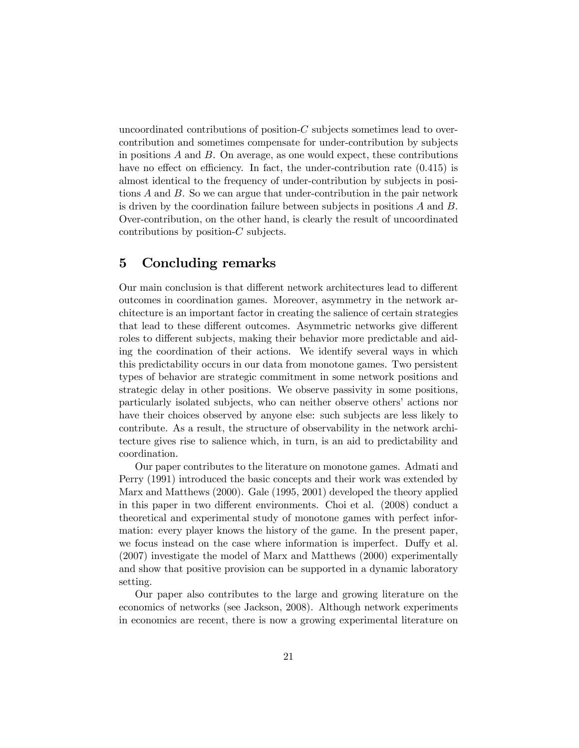uncoordinated contributions of position-$C$ subjects sometimes lead to over-contribution and sometimes compensate for under-contribution by subjects in positions $A$ and $B$. On average, as one would expect, these contributions have no effect on efficiency. In fact, the under-contribution rate (0.415) is almost identical to the frequency of under-contribution by subjects in positions $A$ and $B$. So we can argue that under-contribution in the pair network is driven by the coordination failure between subjects in positions $A$ and $B$. Over-contribution, on the other hand, is clearly the result of uncoordinated contributions by position-$C$ subjects.

## 5 Concluding remarks

Our main conclusion is that different network architectures lead to different outcomes in coordination games. Moreover, asymmetry in the network architecture is an important factor in creating the salience of certain strategies that lead to these different outcomes. Asymmetric networks give different roles to different subjects, making their behavior more predictable and aiding the coordination of their actions. We identify several ways in which this predictability occurs in our data from monotone games. Two persistent types of behavior are strategic commitment in some network positions and strategic delay in other positions. We observe passivity in some positions, particularly isolated subjects, who can neither observe others' actions nor have their choices observed by anyone else: such subjects are less likely to contribute. As a result, the structure of observability in the network architecture gives rise to salience which, in turn, is an aid to predictability and coordination.

Our paper contributes to the literature on monotone games. Admati and Perry (1991) introduced the basic concepts and their work was extended by Marx and Matthews (2000). Gale (1995, 2001) developed the theory applied in this paper in two different environments. Choi et al. (2008) conduct a theoretical and experimental study of monotone games with perfect information: every player knows the history of the game. In the present paper, we focus instead on the case where information is imperfect. Duffy et al. (2007) investigate the model of Marx and Matthews (2000) experimentally and show that positive provision can be supported in a dynamic laboratory setting.

Our paper also contributes to the large and growing literature on the economics of networks (see Jackson, 2008). Although network experiments in economics are recent, there is now a growing experimental literature on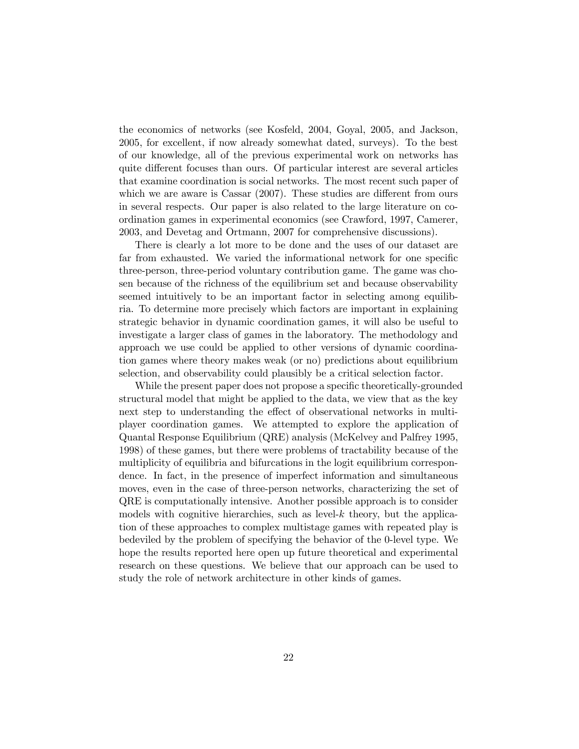the economics of networks (see Kosfeld, 2004, Goyal, 2005, and Jackson, 2005, for excellent, if now already somewhat dated, surveys). To the best of our knowledge, all of the previous experimental work on networks has quite different focuses than ours. Of particular interest are several articles that examine coordination is social networks. The most recent such paper of which we are aware is Cassar (2007). These studies are different from ours in several respects. Our paper is also related to the large literature on coordination games in experimental economics (see Crawford, 1997, Camerer, 2003, and Devetag and Ortmann, 2007 for comprehensive discussions).

There is clearly a lot more to be done and the uses of our dataset are far from exhausted. We varied the informational network for one specific three-person, three-period voluntary contribution game. The game was chosen because of the richness of the equilibrium set and because observability seemed intuitively to be an important factor in selecting among equilibria. To determine more precisely which factors are important in explaining strategic behavior in dynamic coordination games, it will also be useful to investigate a larger class of games in the laboratory. The methodology and approach we use could be applied to other versions of dynamic coordination games where theory makes weak (or no) predictions about equilibrium selection, and observability could plausibly be a critical selection factor.

While the present paper does not propose a specific theoretically-grounded structural model that might be applied to the data, we view that as the key next step to understanding the effect of observational networks in multi-player coordination games. We attempted to explore the application of Quantal Response Equilibrium (QRE) analysis (McKelvey and Palfrey 1995, 1998) of these games, but there were problems of tractability because of the multiplicity of equilibria and bifurcations in the logit equilibrium correspondence. In fact, in the presence of imperfect information and simultaneous moves, even in the case of three-person networks, characterizing the set of QRE is computationally intensive. Another possible approach is to consider models with cognitive hierarchies, such as level-$k$ theory, but the application of these approaches to complex multistage games with repeated play is bedeviled by the problem of specifying the behavior of the 0-level type. We hope the results reported here open up future theoretical and experimental research on these questions. We believe that our approach can be used to study the role of network architecture in other kinds of games.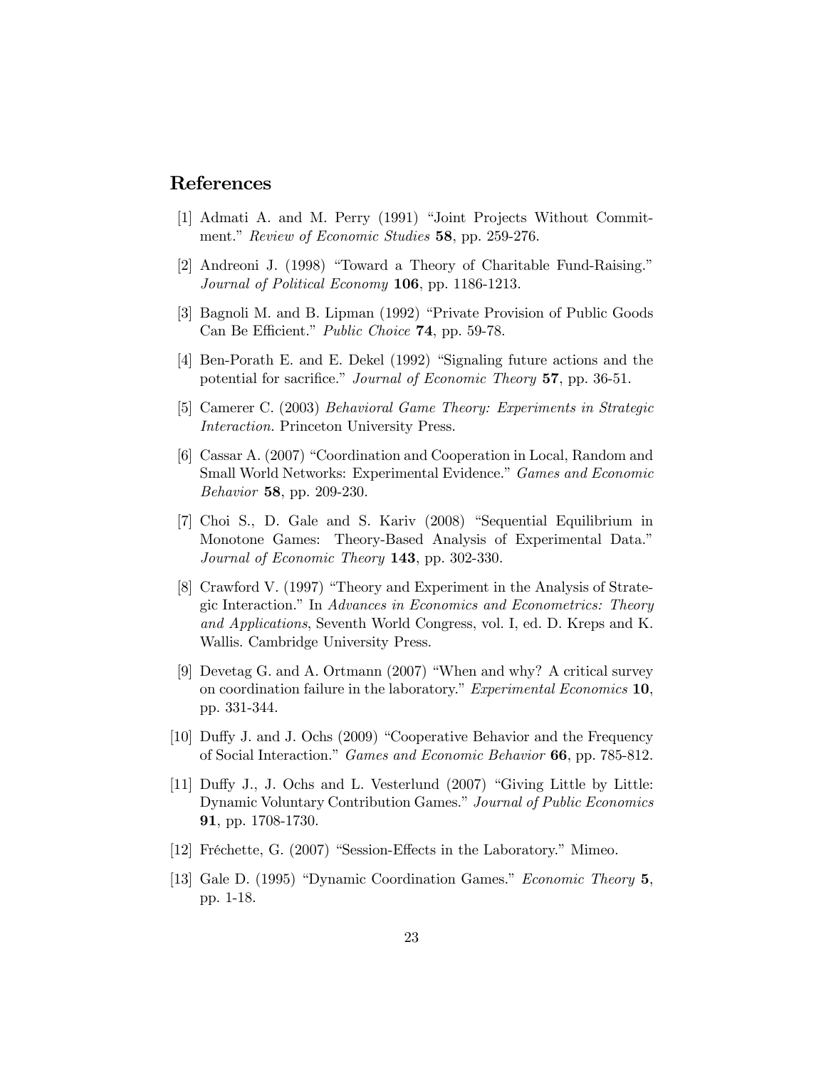## References

[1] Admati A. and M. Perry (1991) "Joint Projects Without Commitment." *Review of Economic Studies* **58**, pp. 259-276.

[2] Andreoni J. (1998) "Toward a Theory of Charitable Fund-Raising." *Journal of Political Economy* **106**, pp. 1186-1213.

[3] Bagnoli M. and B. Lipman (1992) "Private Provision of Public Goods Can Be Efficient." *Public Choice* **74**, pp. 59-78.

[4] Ben-Porath E. and E. Dekel (1992) "Signaling future actions and the potential for sacrifice." *Journal of Economic Theory* **57**, pp. 36-51.

[5] Camerer C. (2003) *Behavioral Game Theory: Experiments in Strategic Interaction.* Princeton University Press.

[6] Cassar A. (2007) "Coordination and Cooperation in Local, Random and Small World Networks: Experimental Evidence." *Games and Economic Behavior* **58**, pp. 209-230.

[7] Choi S., D. Gale and S. Kariv (2008) "Sequential Equilibrium in Monotone Games: Theory-Based Analysis of Experimental Data." *Journal of Economic Theory* **143**, pp. 302-330.

[8] Crawford V. (1997) "Theory and Experiment in the Analysis of Strategic Interaction." In *Advances in Economics and Econometrics: Theory and Applications*, Seventh World Congress, vol. I, ed. D. Kreps and K. Wallis. Cambridge University Press.

[9] Devetag G. and A. Ortmann (2007) "When and why? A critical survey on coordination failure in the laboratory." *Experimental Economics* **10**, pp. 331-344.

[10] Duffy J. and J. Ochs (2009) "Cooperative Behavior and the Frequency of Social Interaction." *Games and Economic Behavior* **66**, pp. 785-812.

[11] Duffy J., J. Ochs and L. Vesterlund (2007) "Giving Little by Little: Dynamic Voluntary Contribution Games." *Journal of Public Economics* **91**, pp. 1708-1730.

[12] Fréchette, G. (2007) "Session-Effects in the Laboratory." Mimeo.

[13] Gale D. (1995) "Dynamic Coordination Games." *Economic Theory* **5**, pp. 1-18.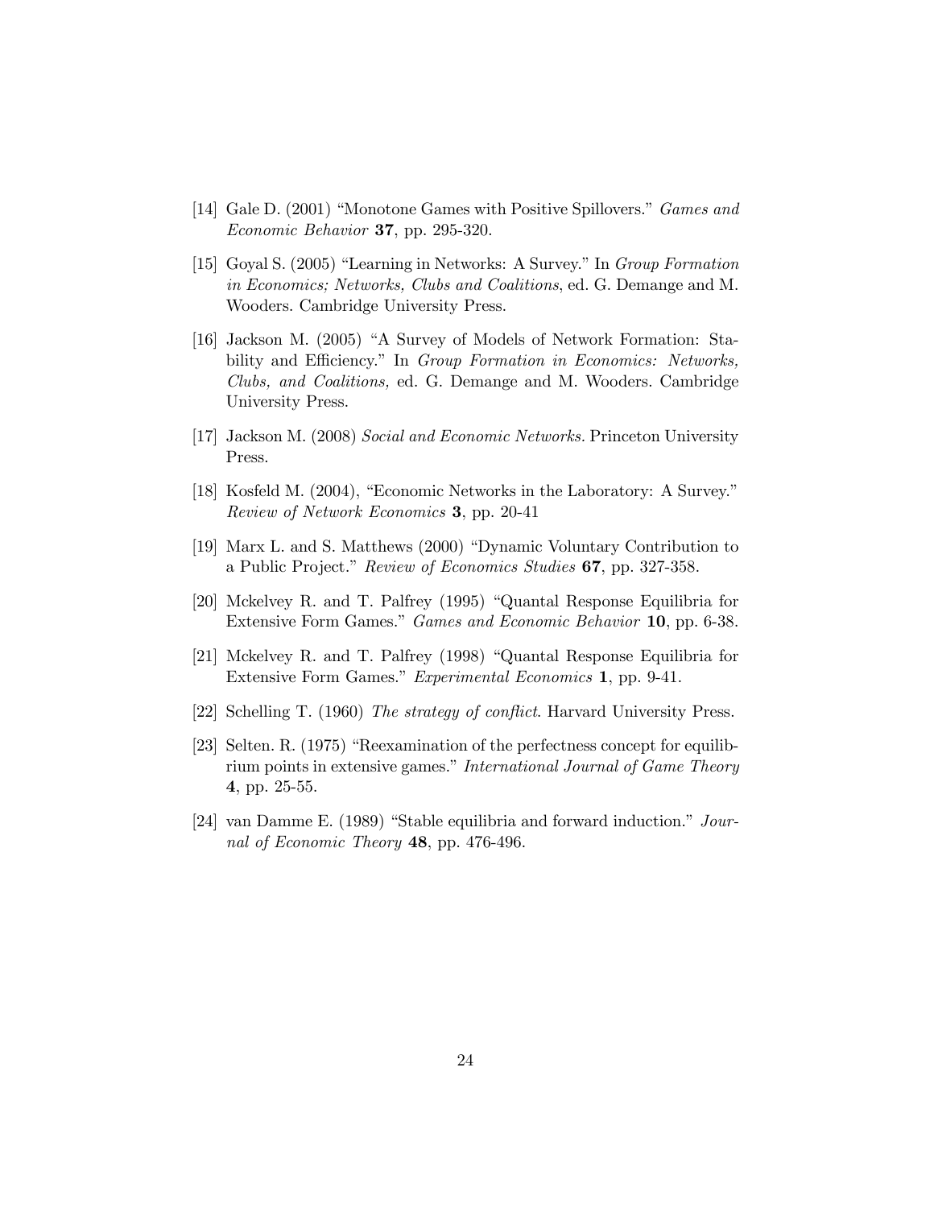[14] Gale D. (2001) "Monotone Games with Positive Spillovers." *Games and Economic Behavior* **37**, pp. 295-320.

[15] Goyal S. (2005) "Learning in Networks: A Survey." In *Group Formation in Economics; Networks, Clubs and Coalitions*, ed. G. Demange and M. Wooders. Cambridge University Press.

[16] Jackson M. (2005) "A Survey of Models of Network Formation: Stability and Efficiency." In *Group Formation in Economics: Networks, Clubs, and Coalitions,* ed. G. Demange and M. Wooders. Cambridge University Press.

[17] Jackson M. (2008) *Social and Economic Networks.* Princeton University Press.

[18] Kosfeld M. (2004), "Economic Networks in the Laboratory: A Survey." *Review of Network Economics* **3**, pp. 20-41

[19] Marx L. and S. Matthews (2000) "Dynamic Voluntary Contribution to a Public Project." *Review of Economics Studies* **67**, pp. 327-358.

[20] Mckelvey R. and T. Palfrey (1995) "Quantal Response Equilibria for Extensive Form Games." *Games and Economic Behavior* **10**, pp. 6-38.

[21] Mckelvey R. and T. Palfrey (1998) "Quantal Response Equilibria for Extensive Form Games." *Experimental Economics* **1**, pp. 9-41.

[22] Schelling T. (1960) *The strategy of conflict*. Harvard University Press.

[23] Selten. R. (1975) "Reexamination of the perfectness concept for equilibrium points in extensive games." *International Journal of Game Theory* **4**, pp. 25-55.

[24] van Damme E. (1989) "Stable equilibria and forward induction." *Journal of Economic Theory* **48**, pp. 476-496.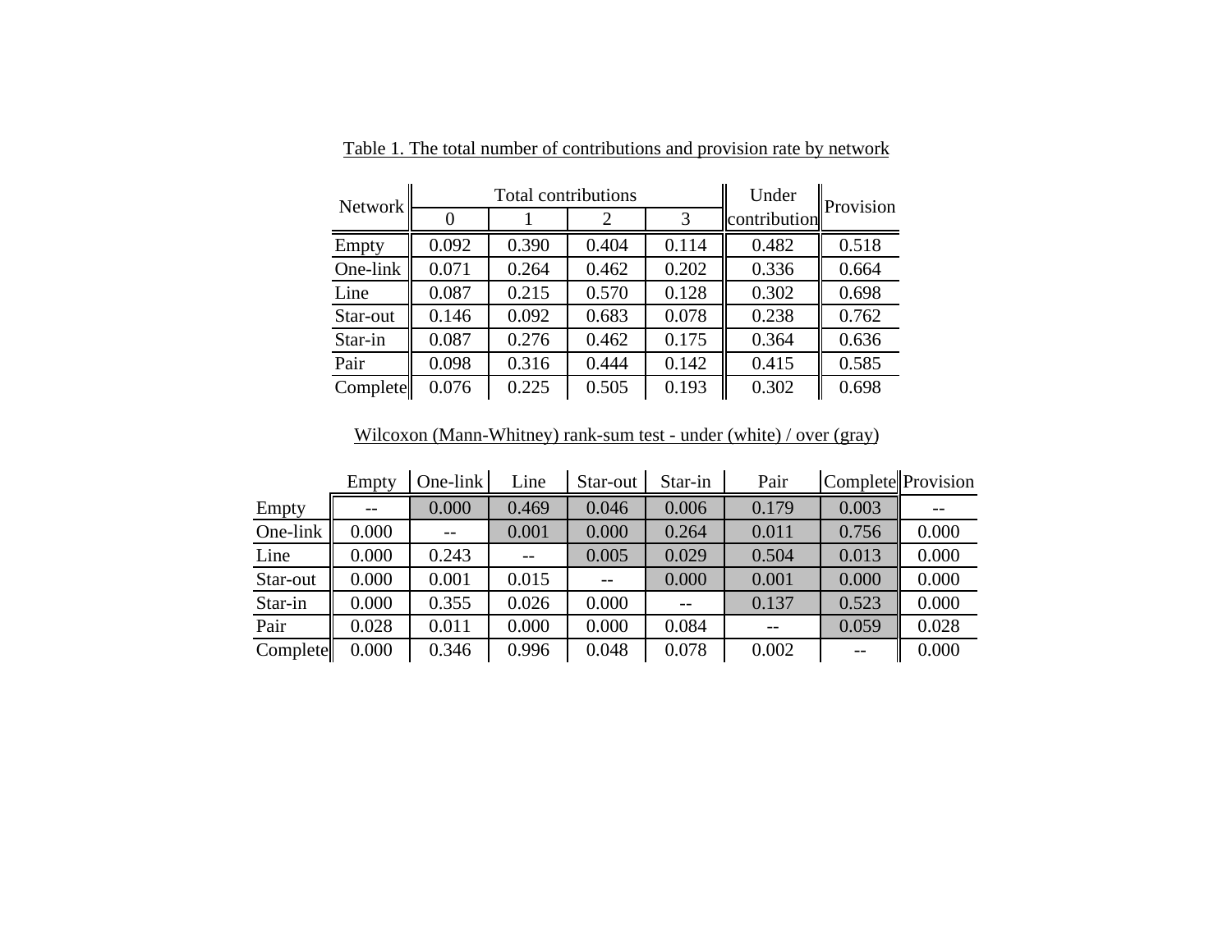Table 1. The total number of contributions and provision rate by network

| Network | Total contributions | | | | Under contribution | Provision |
|---|---|---|---|---|---|---|
| | 0 | 1 | 2 | 3 | | |
| Empty | 0.092 | 0.390 | 0.404 | 0.114 | 0.482 | 0.518 |
| One-link | 0.071 | 0.264 | 0.462 | 0.202 | 0.336 | 0.664 |
| Line | 0.087 | 0.215 | 0.570 | 0.128 | 0.302 | 0.698 |
| Star-out | 0.146 | 0.092 | 0.683 | 0.078 | 0.238 | 0.762 |
| Star-in | 0.087 | 0.276 | 0.462 | 0.175 | 0.364 | 0.636 |
| Pair | 0.098 | 0.316 | 0.444 | 0.142 | 0.415 | 0.585 |
| Complete | 0.076 | 0.225 | 0.505 | 0.193 | 0.302 | 0.698 |

Wilcoxon (Mann-Whitney) rank-sum test - under (white) / over (gray)

| | Empty | One-link | Line | Star-out | Star-in | Pair | Complete | Provision |
|---|---|---|---|---|---|---|---|---|
| Empty | -- | 0.000 | 0.469 | 0.046 | 0.006 | 0.179 | 0.003 | -- |
| One-link | 0.000 | -- | 0.001 | 0.000 | 0.264 | 0.011 | 0.756 | 0.000 |
| Line | 0.000 | 0.243 | -- | 0.005 | 0.029 | 0.504 | 0.013 | 0.000 |
| Star-out | 0.000 | 0.001 | 0.015 | -- | 0.000 | 0.001 | 0.000 | 0.000 |
| Star-in | 0.000 | 0.355 | 0.026 | 0.000 | -- | 0.137 | 0.523 | 0.000 |
| Pair | 0.028 | 0.011 | 0.000 | 0.000 | 0.084 | -- | 0.059 | 0.028 |
| Complete | 0.000 | 0.346 | 0.996 | 0.048 | 0.078 | 0.002 | -- | 0.000 |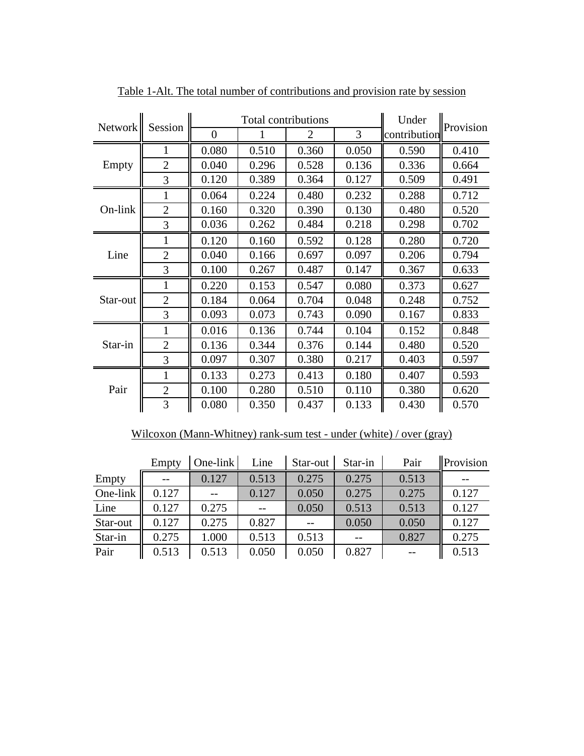Table 1-Alt. The total number of contributions and provision rate by session

| Network | Session | Total contributions | | | | Under contribution | Provision |
|---|---|---|---|---|---|---|---|
| | | 0 | 1 | 2 | 3 | | |
| Empty | 1 | 0.080 | 0.510 | 0.360 | 0.050 | 0.590 | 0.410 |
| | 2 | 0.040 | 0.296 | 0.528 | 0.136 | 0.336 | 0.664 |
| | 3 | 0.120 | 0.389 | 0.364 | 0.127 | 0.509 | 0.491 |
| On-link | 1 | 0.064 | 0.224 | 0.480 | 0.232 | 0.288 | 0.712 |
| | 2 | 0.160 | 0.320 | 0.390 | 0.130 | 0.480 | 0.520 |
| | 3 | 0.036 | 0.262 | 0.484 | 0.218 | 0.298 | 0.702 |
| Line | 1 | 0.120 | 0.160 | 0.592 | 0.128 | 0.280 | 0.720 |
| | 2 | 0.040 | 0.166 | 0.697 | 0.097 | 0.206 | 0.794 |
| | 3 | 0.100 | 0.267 | 0.487 | 0.147 | 0.367 | 0.633 |
| Star-out | 1 | 0.220 | 0.153 | 0.547 | 0.080 | 0.373 | 0.627 |
| | 2 | 0.184 | 0.064 | 0.704 | 0.048 | 0.248 | 0.752 |
| | 3 | 0.093 | 0.073 | 0.743 | 0.090 | 0.167 | 0.833 |
| Star-in | 1 | 0.016 | 0.136 | 0.744 | 0.104 | 0.152 | 0.848 |
| | 2 | 0.136 | 0.344 | 0.376 | 0.144 | 0.480 | 0.520 |
| | 3 | 0.097 | 0.307 | 0.380 | 0.217 | 0.403 | 0.597 |
| Pair | 1 | 0.133 | 0.273 | 0.413 | 0.180 | 0.407 | 0.593 |
| | 2 | 0.100 | 0.280 | 0.510 | 0.110 | 0.380 | 0.620 |
| | 3 | 0.080 | 0.350 | 0.437 | 0.133 | 0.430 | 0.570 |

Wilcoxon (Mann-Whitney) rank-sum test - under (white) / over (gray)

| | Empty | One-link | Line | Star-out | Star-in | Pair | Provision |
|---|---|---|---|---|---|---|---|
| Empty | -- | 0.127 | 0.513 | 0.275 | 0.275 | 0.513 | -- |
| One-link | 0.127 | -- | 0.127 | 0.050 | 0.275 | 0.275 | 0.127 |
| Line | 0.127 | 0.275 | -- | 0.050 | 0.513 | 0.513 | 0.127 |
| Star-out | 0.127 | 0.275 | 0.827 | -- | 0.050 | 0.050 | 0.127 |
| Star-in | 0.275 | 1.000 | 0.513 | 0.513 | -- | 0.827 | 0.275 |
| Pair | 0.513 | 0.513 | 0.050 | 0.050 | 0.827 | -- | 0.513 |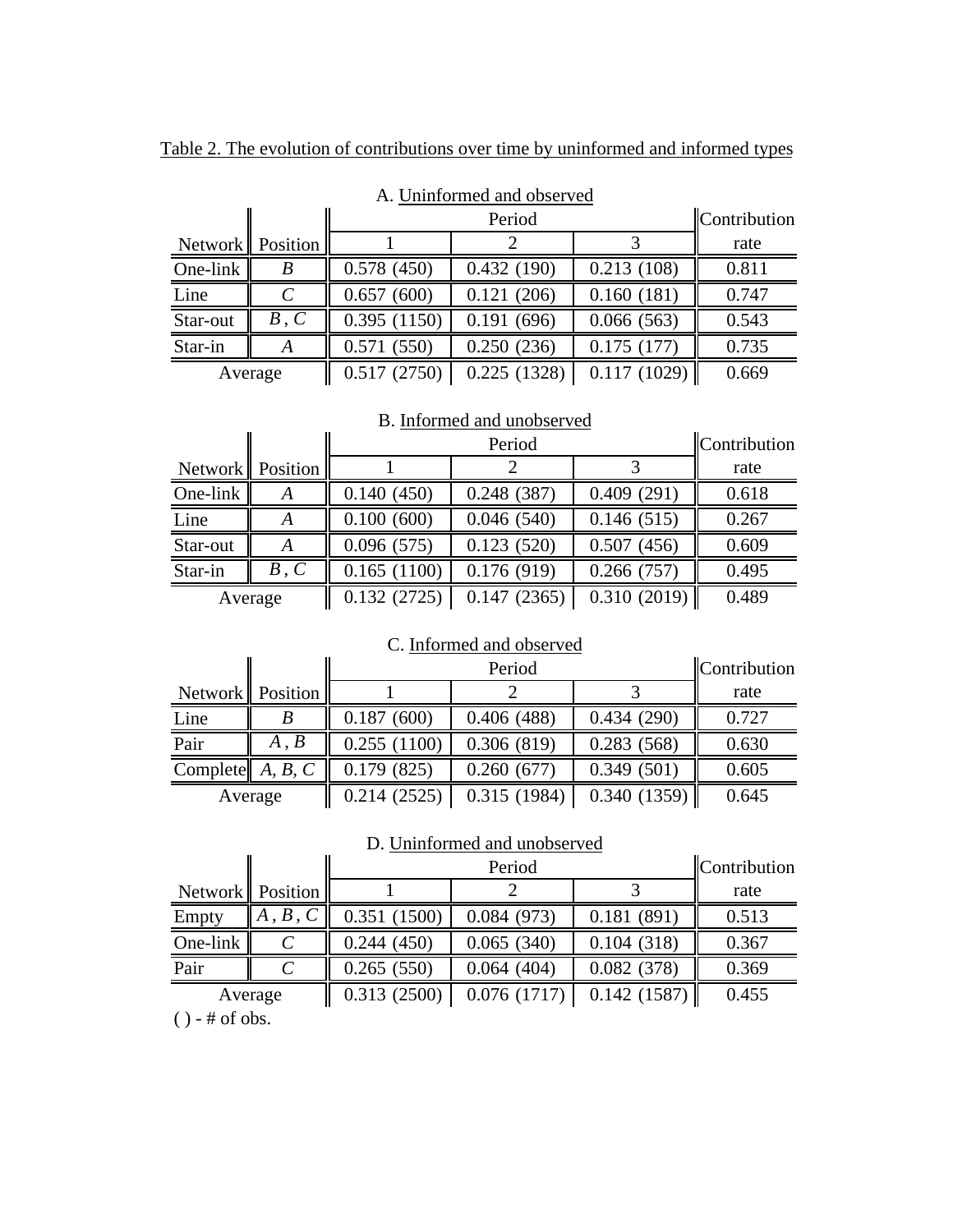Table 2. The evolution of contributions over time by uninformed and informed types

A. Uninformed and observed

| Network | Position | Period 1 | Period 2 | Period 3 | Contribution rate |
|---|---|---|---|---|---|
| One-link | *B* | 0.578 (450) | 0.432 (190) | 0.213 (108) | 0.811 |
| Line | *C* | 0.657 (600) | 0.121 (206) | 0.160 (181) | 0.747 |
| Star-out | *B* , *C* | 0.395 (1150) | 0.191 (696) | 0.066 (563) | 0.543 |
| Star-in | *A* | 0.571 (550) | 0.250 (236) | 0.175 (177) | 0.735 |
| Average | | 0.517 (2750) | 0.225 (1328) | 0.117 (1029) | 0.669 |

B. Informed and unobserved

| Network | Position | Period 1 | Period 2 | Period 3 | Contribution rate |
|---|---|---|---|---|---|
| One-link | *A* | 0.140 (450) | 0.248 (387) | 0.409 (291) | 0.618 |
| Line | *A* | 0.100 (600) | 0.046 (540) | 0.146 (515) | 0.267 |
| Star-out | *A* | 0.096 (575) | 0.123 (520) | 0.507 (456) | 0.609 |
| Star-in | *B* , *C* | 0.165 (1100) | 0.176 (919) | 0.266 (757) | 0.495 |
| Average | | 0.132 (2725) | 0.147 (2365) | 0.310 (2019) | 0.489 |

C. Informed and observed

| Network | Position | Period 1 | Period 2 | Period 3 | Contribution rate |
|---|---|---|---|---|---|
| Line | *B* | 0.187 (600) | 0.406 (488) | 0.434 (290) | 0.727 |
| Pair | *A* , *B* | 0.255 (1100) | 0.306 (819) | 0.283 (568) | 0.630 |
| Complete | *A*, *B*, *C* | 0.179 (825) | 0.260 (677) | 0.349 (501) | 0.605 |
| Average | | 0.214 (2525) | 0.315 (1984) | 0.340 (1359) | 0.645 |

D. Uninformed and unobserved

| Network | Position | Period 1 | Period 2 | Period 3 | Contribution rate |
|---|---|---|---|---|---|
| Empty | *A* , *B* , *C* | 0.351 (1500) | 0.084 (973) | 0.181 (891) | 0.513 |
| One-link | *C* | 0.244 (450) | 0.065 (340) | 0.104 (318) | 0.367 |
| Pair | *C* | 0.265 (550) | 0.064 (404) | 0.082 (378) | 0.369 |
| Average | | 0.313 (2500) | 0.076 (1717) | 0.142 (1587) | 0.455 |

( ) - # of obs.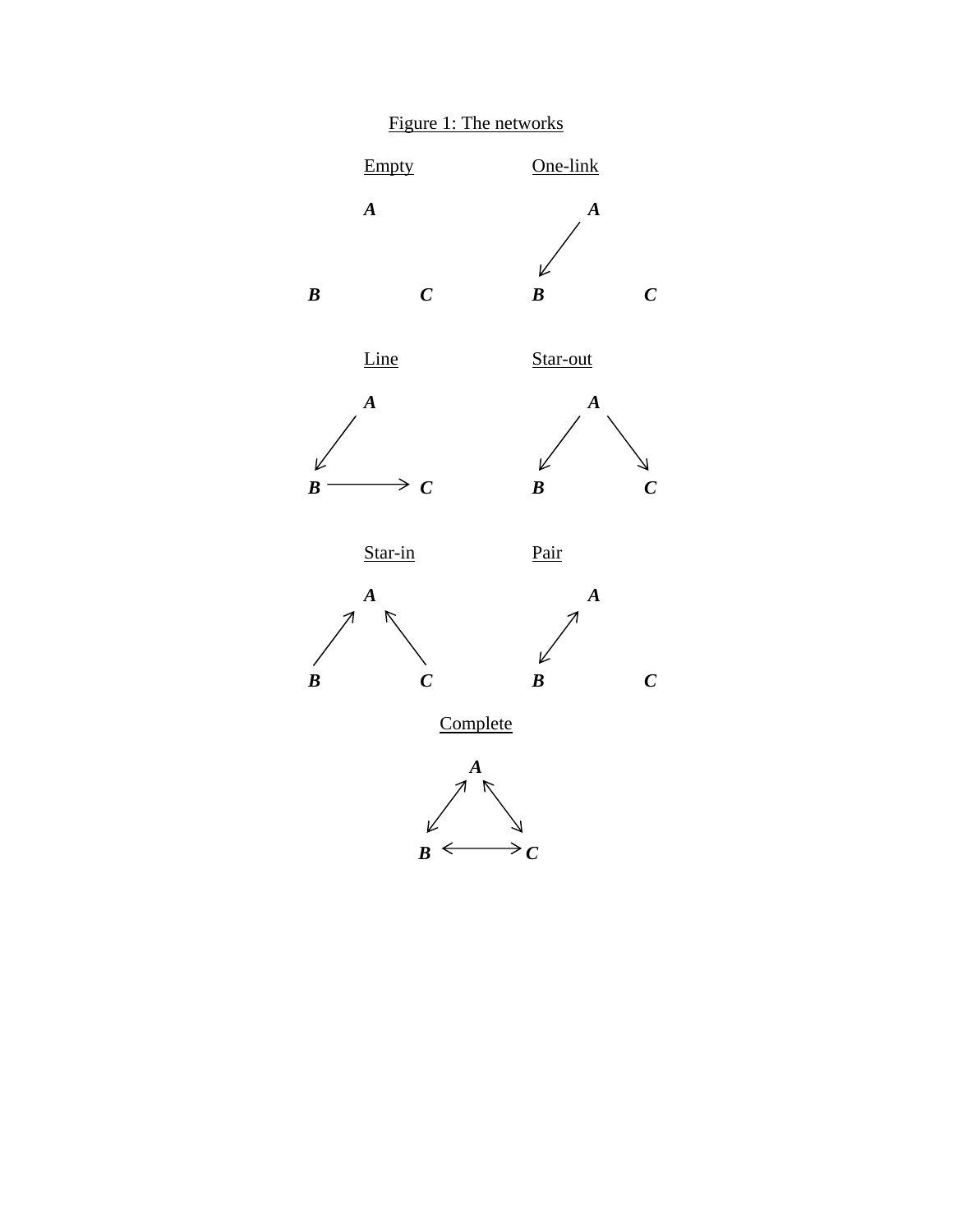Figure 1: The networks

Empty

One-link

Line

Star-out

Star-in

Pair

Complete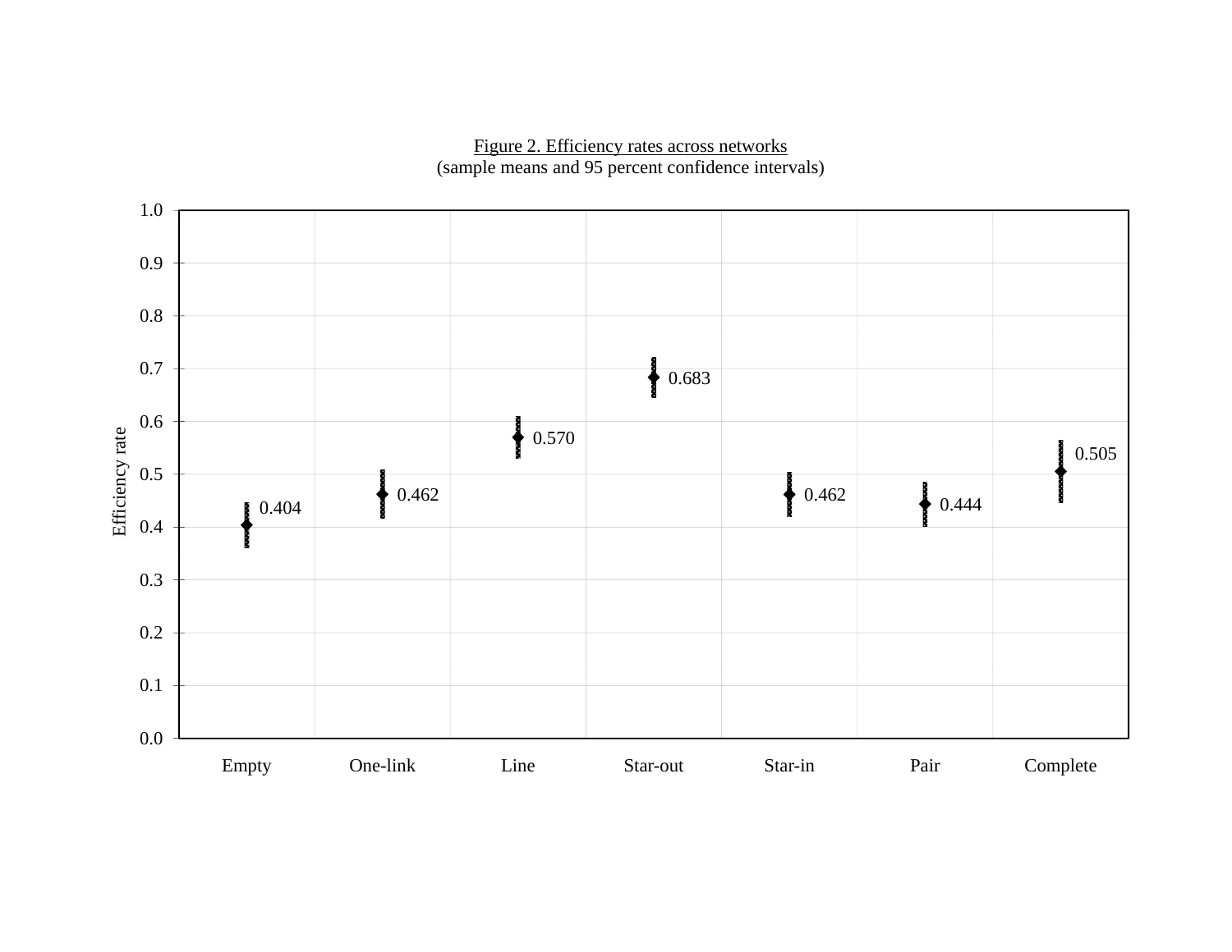Figure 2. Efficiency rates across networks
(sample means and 95 percent confidence intervals)

| Network | Efficiency rate |
|---|---|
| Empty | 0.404 |
| One-link | 0.462 |
| Line | 0.570 |
| Star-out | 0.683 |
| Star-in | 0.462 |
| Pair | 0.444 |
| Complete | 0.505 |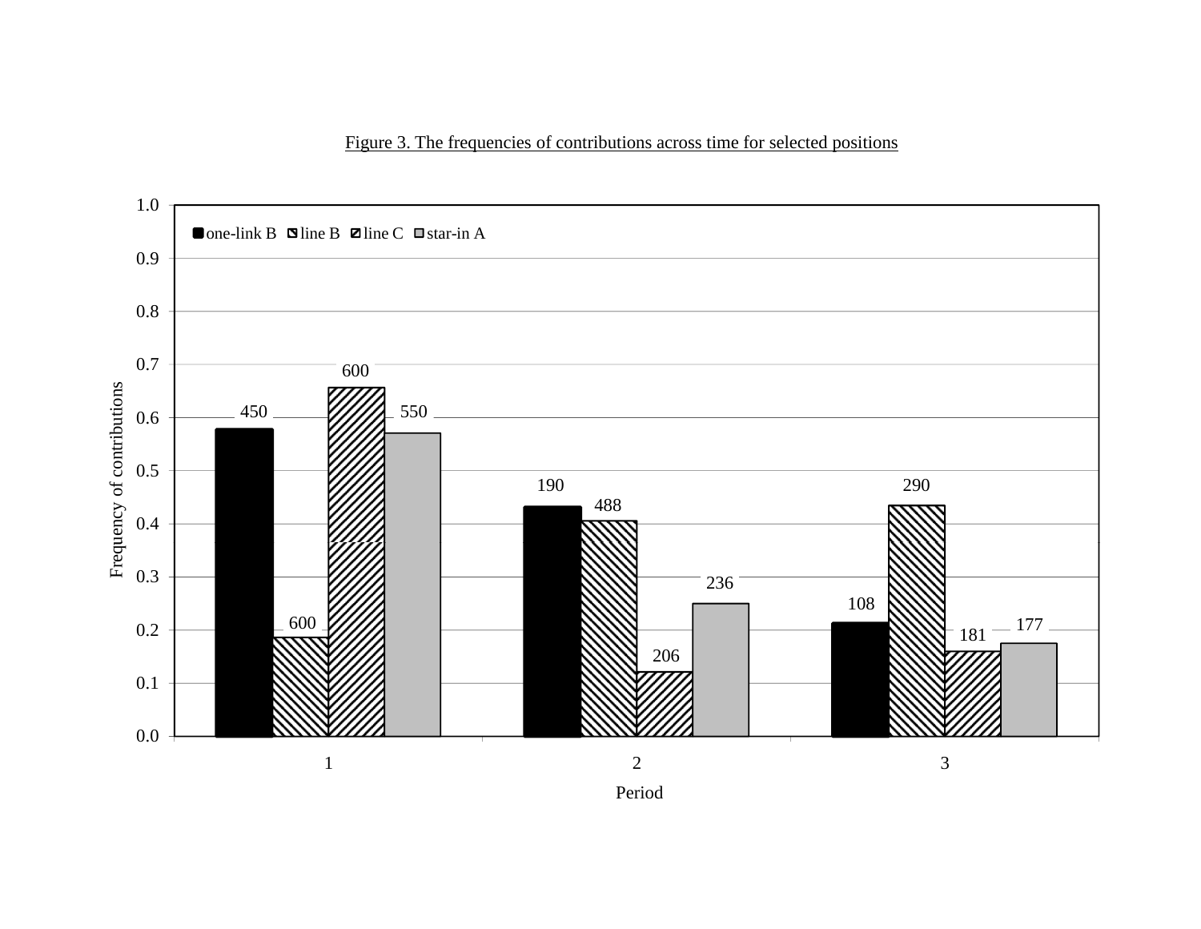Figure 3. The frequencies of contributions across time for selected positions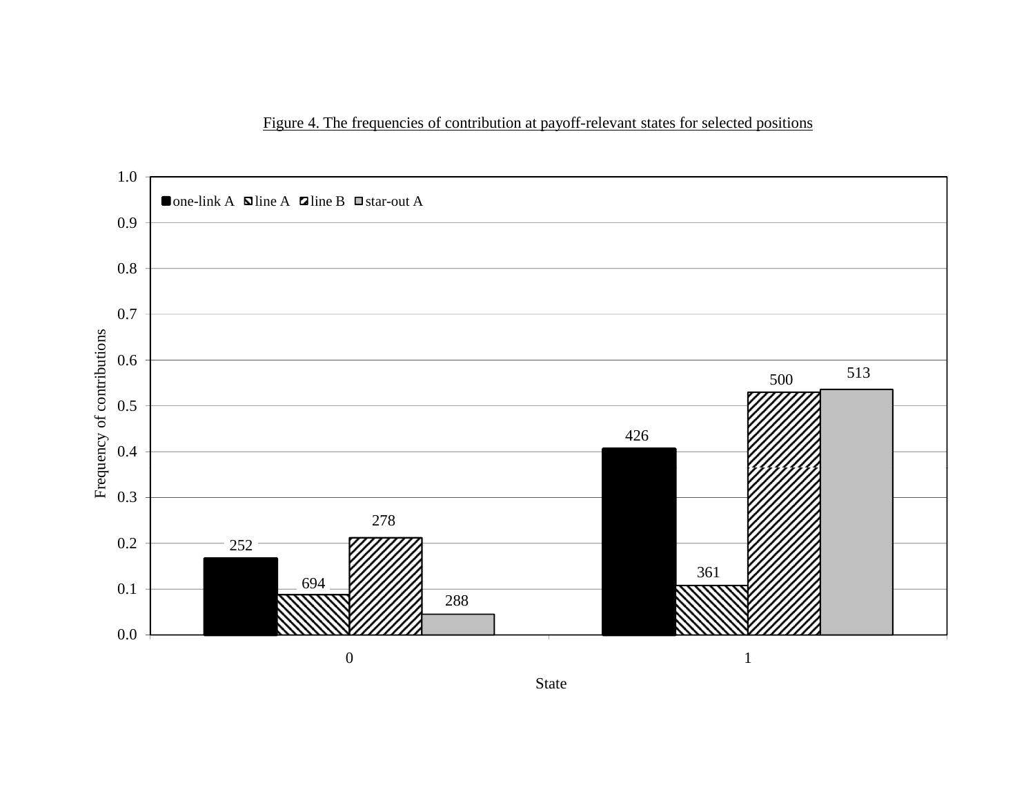Figure 4. The frequencies of contribution at payoff-relevant states for selected positions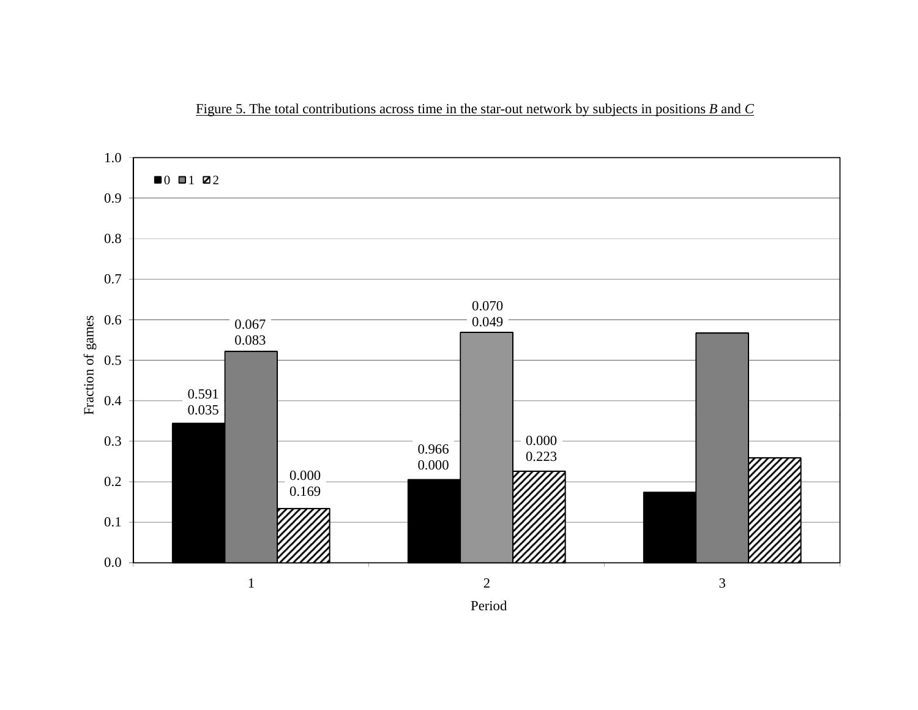Figure 5. The total contributions across time in the star-out network by subjects in positions *B* and *C*

| Period | 0 | 1 | 2 |
| --- | --- | --- | --- |
| 1 | 0.591 / 0.035 | 0.067 / 0.083 | 0.000 / 0.169 |
| 2 | 0.966 / 0.000 | 0.070 / 0.049 | 0.000 / 0.223 |
| 3 | | | |

Fraction of games

Period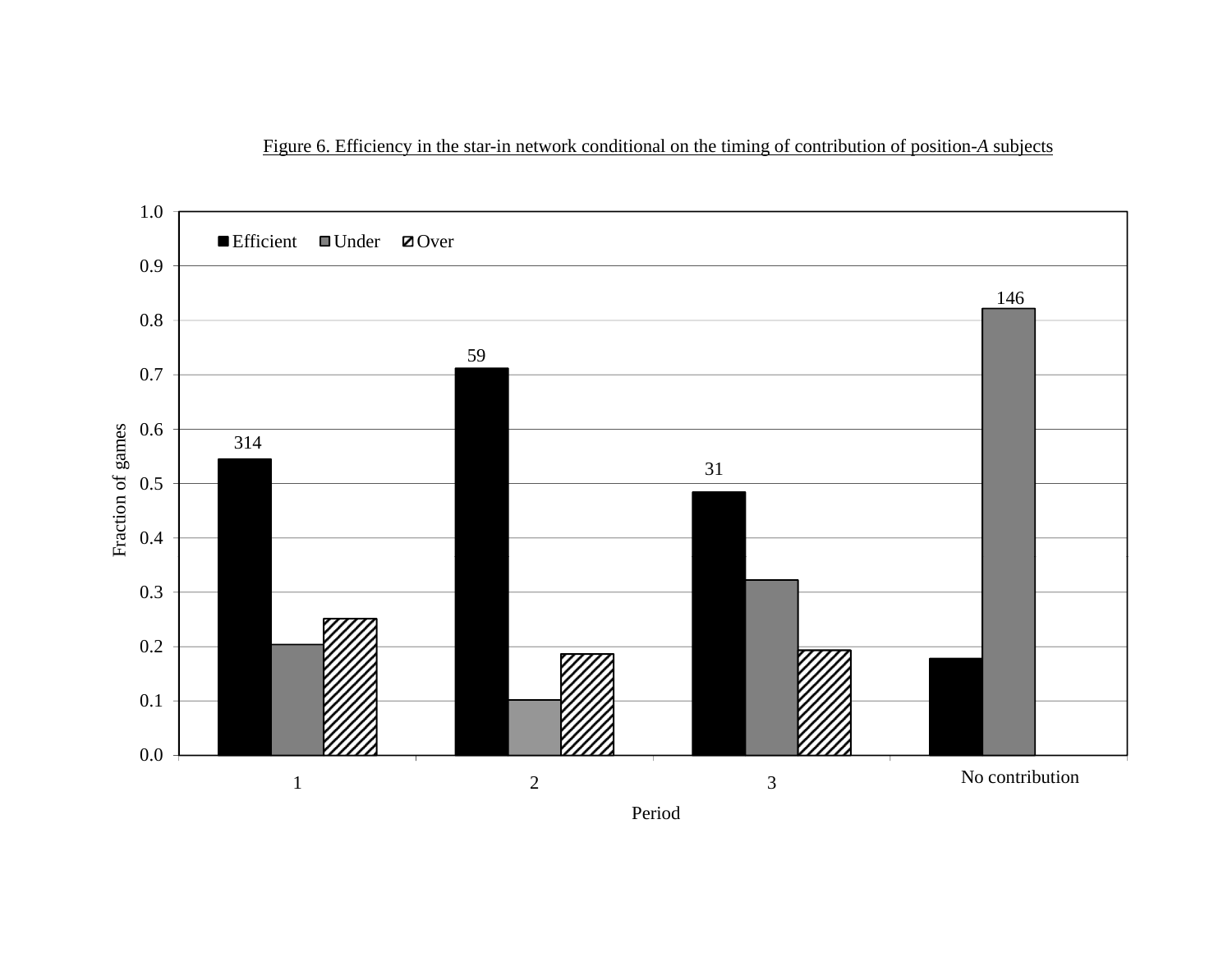Figure 6. Efficiency in the star-in network conditional on the timing of contribution of position-*A* subjects

1.0
0.9
0.8
0.7
0.6
0.5
0.4
0.3
0.2
0.1
0.0

Fraction of games

Efficient
Under
Over

314
59
31
146

1
2
3
No contribution

Period